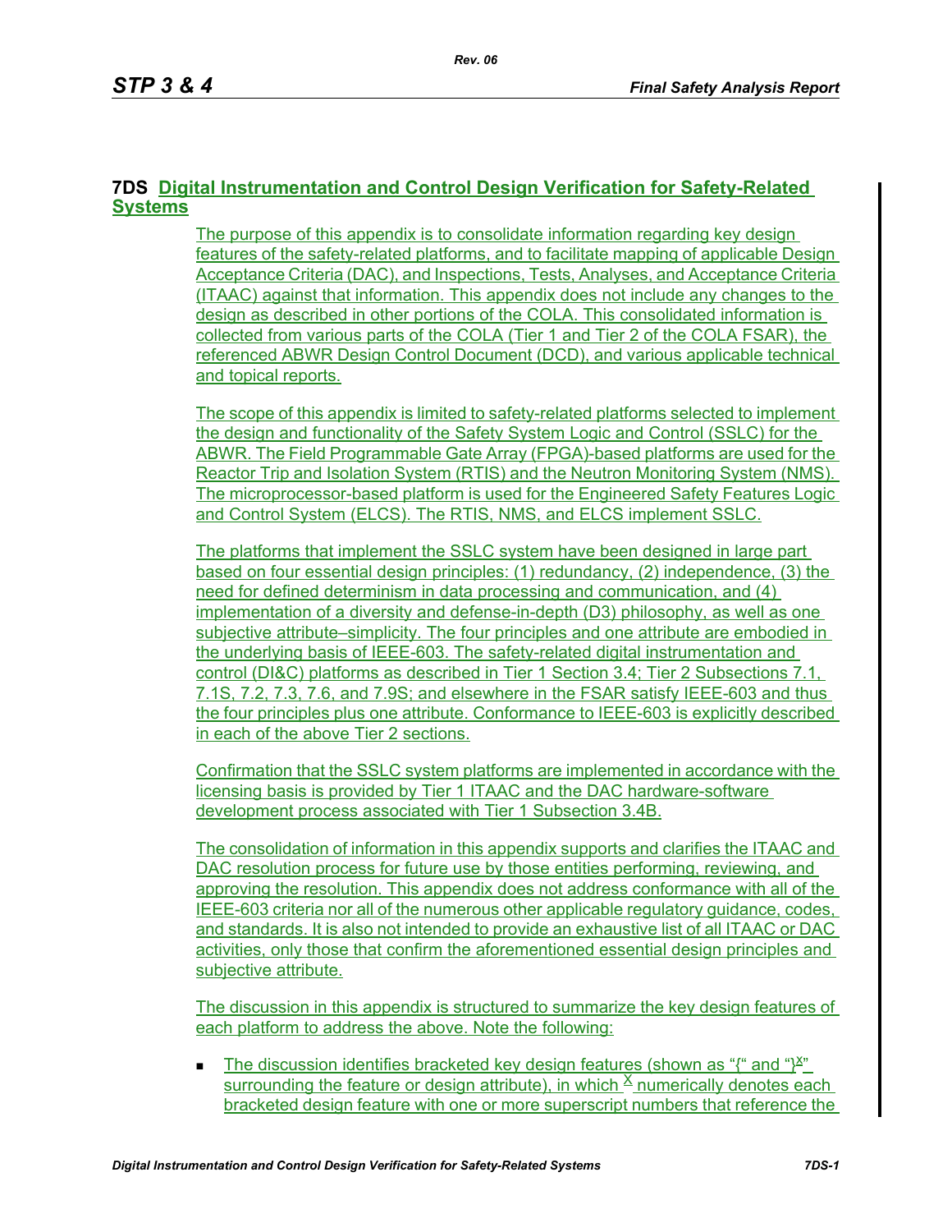# 7DS Digital Instrumentation and Control Design Verification for Safety-Related Systems

The purpose of this appendix is to consolidate information regarding key design features of the safety-related platforms, and to facilitate mapping of applicable Design Acceptance Criteria (DAC), and Inspections, Tests, Analyses, and Acceptance Criteria (ITAAC) against that information. This appendix does not include any changes to the design as described in other portions of the COLA. This consolidated information is collected from various parts of the COLA (Tier 1 and Tier 2 of the COLA FSAR), the referenced ABWR Design Control Document (DCD), and various applicable technical and topical reports.

The scope of this appendix is limited to safety-related platforms selected to implement the design and functionality of the Safety System Logic and Control (SSLC) for the ABWR. The Field Programmable Gate Array (FPGA)-based platforms are used for the Reactor Trip and Isolation System (RTIS) and the Neutron Monitoring System (NMS). The microprocessor-based platform is used for the Engineered Safety Features Logic and Control System (ELCS). The RTIS, NMS, and ELCS implement SSLC.

The platforms that implement the SSLC system have been designed in large part based on four essential design principles: (1) redundancy, (2) independence, (3) the need for defined determinism in data processing and communication, and (4) implementation of a diversity and defense-in-depth (D3) philosophy, as well as one subjective attribute–simplicity. The four principles and one attribute are embodied in the underlying basis of IEEE-603. The safety-related digital instrumentation and control (DI&C) platforms as described in Tier 1 Section 3.4; Tier 2 Subsections 7.1, 7.1S, 7.2, 7.3, 7.6, and 7.9S; and elsewhere in the FSAR satisfy IEEE-603 and thus the four principles plus one attribute. Conformance to IEEE-603 is explicitly described in each of the above Tier 2 sections.

Confirmation that the SSLC system platforms are implemented in accordance with the licensing basis is provided by Tier 1 ITAAC and the DAC hardware-software development process associated with Tier 1 Subsection 3.4B.

The consolidation of information in this appendix supports and clarifies the ITAAC and DAC resolution process for future use by those entities performing, reviewing, and approving the resolution. This appendix does not address conformance with all of the IEEE-603 criteria nor all of the numerous other applicable regulatory guidance, codes, and standards. It is also not intended to provide an exhaustive list of all ITAAC or DAC activities, only those that confirm the aforementioned essential design principles and subjective attribute.

The discussion in this appendix is structured to summarize the key design features of each platform to address the above. Note the following:

- The discussion identifies bracketed key design features (shown as "{" and "}$^{X}$" surrounding the feature or design attribute), in which $^{X}$ numerically denotes each bracketed design feature with one or more superscript numbers that reference the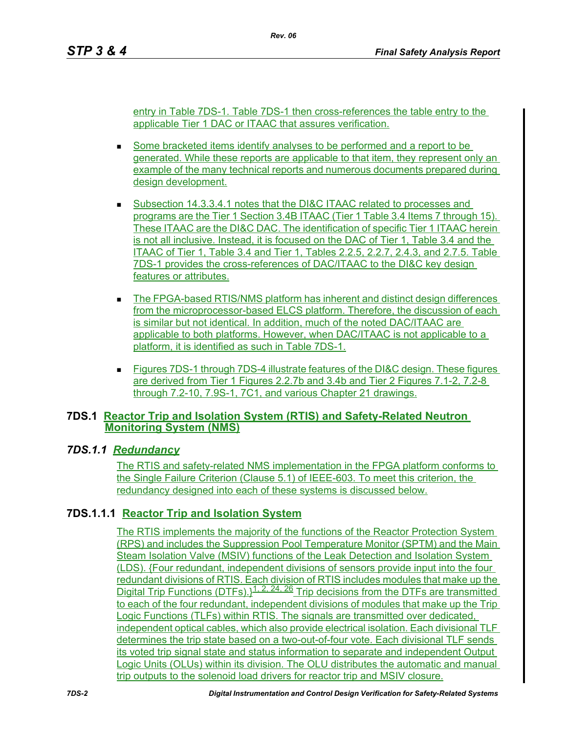entry in Table 7DS-1. Table 7DS-1 then cross-references the table entry to the applicable Tier 1 DAC or ITAAC that assures verification.

- Some bracketed items identify analyses to be performed and a report to be generated. While these reports are applicable to that item, they represent only an example of the many technical reports and numerous documents prepared during design development.
- Subsection 14.3.3.4.1 notes that the DI&C ITAAC related to processes and programs are the Tier 1 Section 3.4B ITAAC (Tier 1 Table 3.4 Items 7 through 15). These ITAAC are the DI&C DAC. The identification of specific Tier 1 ITAAC herein is not all inclusive. Instead, it is focused on the DAC of Tier 1, Table 3.4 and the ITAAC of Tier 1, Table 3.4 and Tier 1, Tables 2.2.5, 2.2.7, 2.4.3, and 2.7.5. Table 7DS-1 provides the cross-references of DAC/ITAAC to the DI&C key design features or attributes.
- The FPGA-based RTIS/NMS platform has inherent and distinct design differences from the microprocessor-based ELCS platform. Therefore, the discussion of each is similar but not identical. In addition, much of the noted DAC/ITAAC are applicable to both platforms. However, when DAC/ITAAC is not applicable to a platform, it is identified as such in Table 7DS-1.
- Figures 7DS-1 through 7DS-4 illustrate features of the DI&C design. These figures are derived from Tier 1 Figures 2.2.7b and 3.4b and Tier 2 Figures 7.1-2, 7.2-8 through 7.2-10, 7.9S-1, 7C1, and various Chapter 21 drawings.

## 7DS.1 Reactor Trip and Isolation System (RTIS) and Safety-Related Neutron Monitoring System (NMS)

### *7DS.1.1 Redundancy*

The RTIS and safety-related NMS implementation in the FPGA platform conforms to the Single Failure Criterion (Clause 5.1) of IEEE-603. To meet this criterion, the redundancy designed into each of these systems is discussed below.

#### 7DS.1.1.1 Reactor Trip and Isolation System

The RTIS implements the majority of the functions of the Reactor Protection System (RPS) and includes the Suppression Pool Temperature Monitor (SPTM) and the Main Steam Isolation Valve (MSIV) functions of the Leak Detection and Isolation System (LDS). {Four redundant, independent divisions of sensors provide input into the four redundant divisions of RTIS. Each division of RTIS includes modules that make up the Digital Trip Functions (DTFs).}[1, 2, 24, 26] Trip decisions from the DTFs are transmitted to each of the four redundant, independent divisions of modules that make up the Trip Logic Functions (TLFs) within RTIS. The signals are transmitted over dedicated, independent optical cables, which also provide electrical isolation. Each divisional TLF determines the trip state based on a two-out-of-four vote. Each divisional TLF sends its voted trip signal state and status information to separate and independent Output Logic Units (OLUs) within its division. The OLU distributes the automatic and manual trip outputs to the solenoid load drivers for reactor trip and MSIV closure.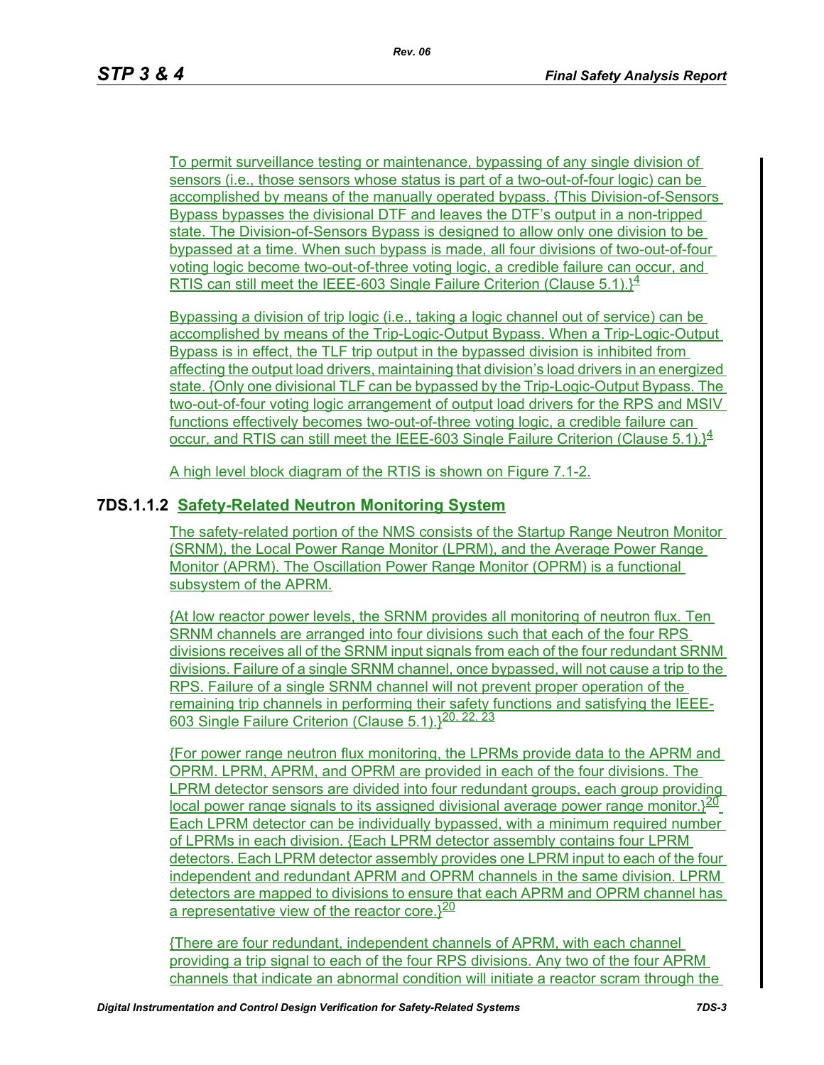To permit surveillance testing or maintenance, bypassing of any single division of sensors (i.e., those sensors whose status is part of a two-out-of-four logic) can be accomplished by means of the manually operated bypass. {This Division-of-Sensors Bypass bypasses the divisional DTF and leaves the DTF's output in a non-tripped state. The Division-of-Sensors Bypass is designed to allow only one division to be bypassed at a time. When such bypass is made, all four divisions of two-out-of-four voting logic become two-out-of-three voting logic, a credible failure can occur, and RTIS can still meet the IEEE-603 Single Failure Criterion (Clause 5.1).}[4]

Bypassing a division of trip logic (i.e., taking a logic channel out of service) can be accomplished by means of the Trip-Logic-Output Bypass. When a Trip-Logic-Output Bypass is in effect, the TLF trip output in the bypassed division is inhibited from affecting the output load drivers, maintaining that division's load drivers in an energized state. {Only one divisional TLF can be bypassed by the Trip-Logic-Output Bypass. The two-out-of-four voting logic arrangement of output load drivers for the RPS and MSIV functions effectively becomes two-out-of-three voting logic, a credible failure can occur, and RTIS can still meet the IEEE-603 Single Failure Criterion (Clause 5.1).}[4]

A high level block diagram of the RTIS is shown on Figure 7.1-2.

### 7DS.1.1.2 Safety-Related Neutron Monitoring System

The safety-related portion of the NMS consists of the Startup Range Neutron Monitor (SRNM), the Local Power Range Monitor (LPRM), and the Average Power Range Monitor (APRM). The Oscillation Power Range Monitor (OPRM) is a functional subsystem of the APRM.

{At low reactor power levels, the SRNM provides all monitoring of neutron flux. Ten SRNM channels are arranged into four divisions such that each of the four RPS divisions receives all of the SRNM input signals from each of the four redundant SRNM divisions. Failure of a single SRNM channel, once bypassed, will not cause a trip to the RPS. Failure of a single SRNM channel will not prevent proper operation of the remaining trip channels in performing their safety functions and satisfying the IEEE-603 Single Failure Criterion (Clause 5.1).}[20, 22, 23]

{For power range neutron flux monitoring, the LPRMs provide data to the APRM and OPRM. LPRM, APRM, and OPRM are provided in each of the four divisions. The LPRM detector sensors are divided into four redundant groups, each group providing local power range signals to its assigned divisional average power range monitor.}[20] Each LPRM detector can be individually bypassed, with a minimum required number of LPRMs in each division. {Each LPRM detector assembly contains four LPRM detectors. Each LPRM detector assembly provides one LPRM input to each of the four independent and redundant APRM and OPRM channels in the same division. LPRM detectors are mapped to divisions to ensure that each APRM and OPRM channel has a representative view of the reactor core.}[20]

{There are four redundant, independent channels of APRM, with each channel providing a trip signal to each of the four RPS divisions. Any two of the four APRM channels that indicate an abnormal condition will initiate a reactor scram through the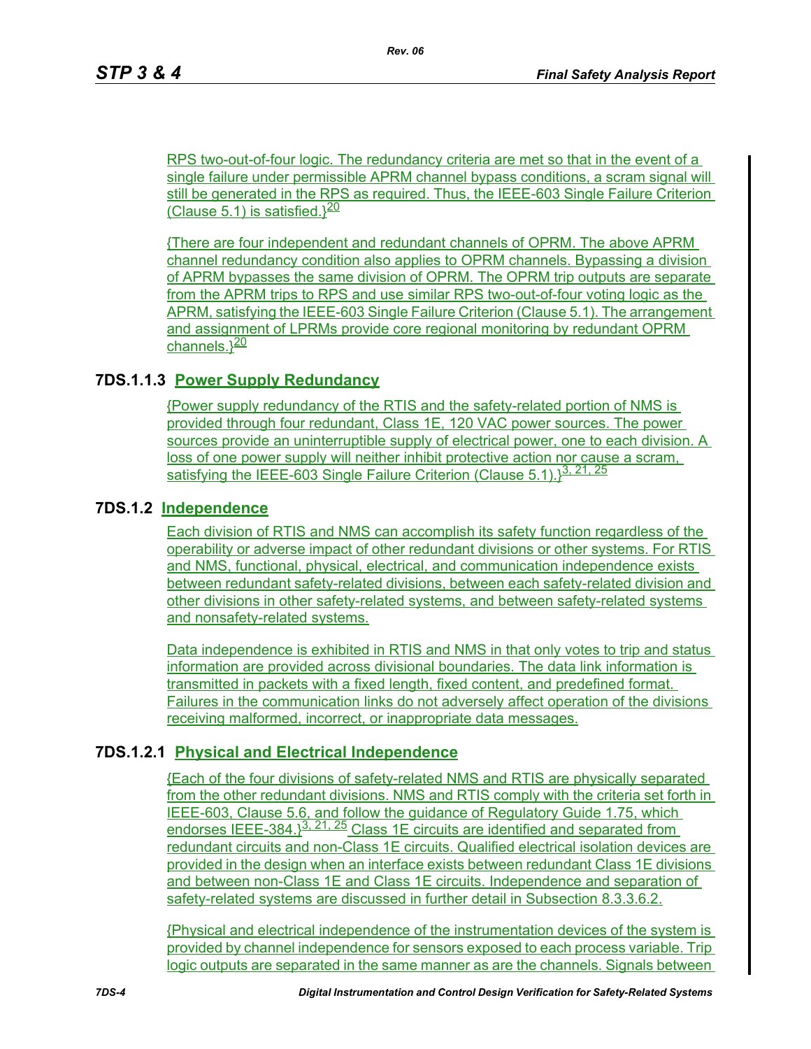RPS two-out-of-four logic. The redundancy criteria are met so that in the event of a single failure under permissible APRM channel bypass conditions, a scram signal will still be generated in the RPS as required. Thus, the IEEE-603 Single Failure Criterion (Clause 5.1) is satisfied.}[20]

{There are four independent and redundant channels of OPRM. The above APRM channel redundancy condition also applies to OPRM channels. Bypassing a division of APRM bypasses the same division of OPRM. The OPRM trip outputs are separate from the APRM trips to RPS and use similar RPS two-out-of-four voting logic as the APRM, satisfying the IEEE-603 Single Failure Criterion (Clause 5.1). The arrangement and assignment of LPRMs provide core regional monitoring by redundant OPRM channels.}[20]

### 7DS.1.1.3 Power Supply Redundancy

{Power supply redundancy of the RTIS and the safety-related portion of NMS is provided through four redundant, Class 1E, 120 VAC power sources. The power sources provide an uninterruptible supply of electrical power, one to each division. A loss of one power supply will neither inhibit protective action nor cause a scram, satisfying the IEEE-603 Single Failure Criterion (Clause 5.1).}[3, 21, 25]

## 7DS.1.2 Independence

Each division of RTIS and NMS can accomplish its safety function regardless of the operability or adverse impact of other redundant divisions or other systems. For RTIS and NMS, functional, physical, electrical, and communication independence exists between redundant safety-related divisions, between each safety-related division and other divisions in other safety-related systems, and between safety-related systems and nonsafety-related systems.

Data independence is exhibited in RTIS and NMS in that only votes to trip and status information are provided across divisional boundaries. The data link information is transmitted in packets with a fixed length, fixed content, and predefined format. Failures in the communication links do not adversely affect operation of the divisions receiving malformed, incorrect, or inappropriate data messages.

### 7DS.1.2.1 Physical and Electrical Independence

{Each of the four divisions of safety-related NMS and RTIS are physically separated from the other redundant divisions. NMS and RTIS comply with the criteria set forth in IEEE-603, Clause 5.6, and follow the guidance of Regulatory Guide 1.75, which endorses IEEE-384.}[3, 21, 25] Class 1E circuits are identified and separated from redundant circuits and non-Class 1E circuits. Qualified electrical isolation devices are provided in the design when an interface exists between redundant Class 1E divisions and between non-Class 1E and Class 1E circuits. Independence and separation of safety-related systems are discussed in further detail in Subsection 8.3.3.6.2.

{Physical and electrical independence of the instrumentation devices of the system is provided by channel independence for sensors exposed to each process variable. Trip logic outputs are separated in the same manner as are the channels. Signals between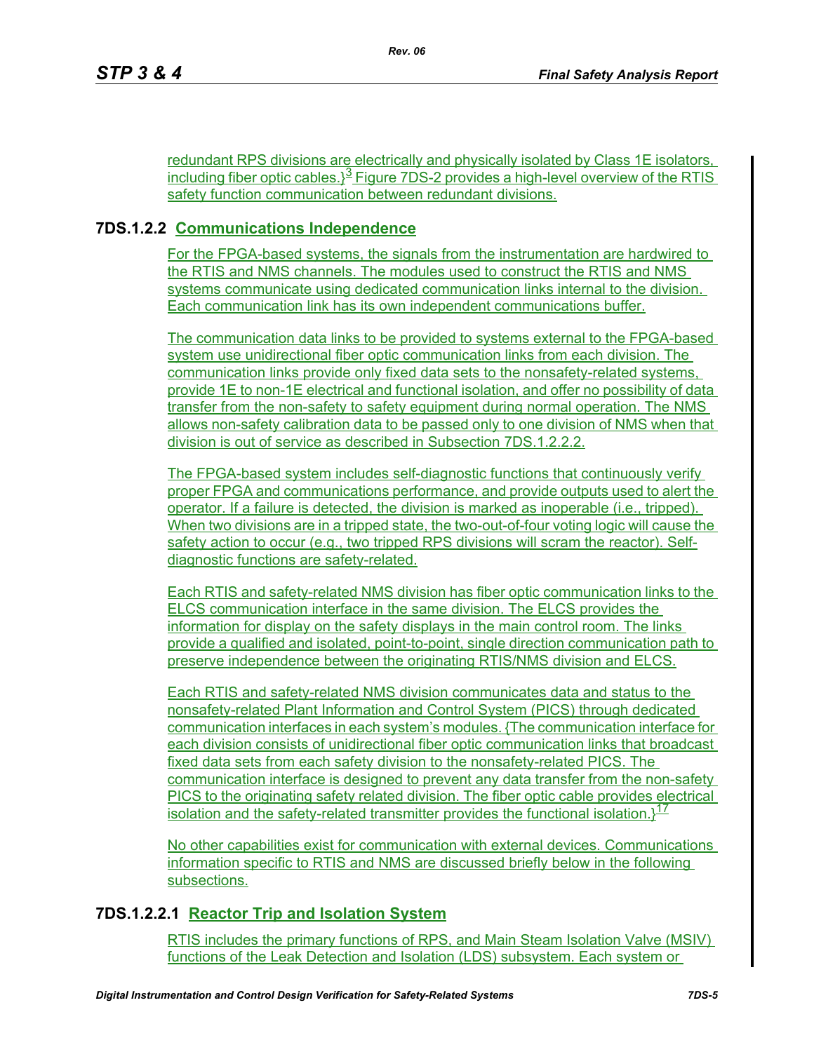redundant RPS divisions are electrically and physically isolated by Class 1E isolators, including fiber optic cables.}[3] Figure 7DS-2 provides a high-level overview of the RTIS safety function communication between redundant divisions.

### 7DS.1.2.2 Communications Independence

For the FPGA-based systems, the signals from the instrumentation are hardwired to the RTIS and NMS channels. The modules used to construct the RTIS and NMS systems communicate using dedicated communication links internal to the division. Each communication link has its own independent communications buffer.

The communication data links to be provided to systems external to the FPGA-based system use unidirectional fiber optic communication links from each division. The communication links provide only fixed data sets to the nonsafety-related systems, provide 1E to non-1E electrical and functional isolation, and offer no possibility of data transfer from the non-safety to safety equipment during normal operation. The NMS allows non-safety calibration data to be passed only to one division of NMS when that division is out of service as described in Subsection 7DS.1.2.2.2.

The FPGA-based system includes self-diagnostic functions that continuously verify proper FPGA and communications performance, and provide outputs used to alert the operator. If a failure is detected, the division is marked as inoperable (i.e., tripped). When two divisions are in a tripped state, the two-out-of-four voting logic will cause the safety action to occur (e.g., two tripped RPS divisions will scram the reactor). Self-diagnostic functions are safety-related.

Each RTIS and safety-related NMS division has fiber optic communication links to the ELCS communication interface in the same division. The ELCS provides the information for display on the safety displays in the main control room. The links provide a qualified and isolated, point-to-point, single direction communication path to preserve independence between the originating RTIS/NMS division and ELCS.

Each RTIS and safety-related NMS division communicates data and status to the nonsafety-related Plant Information and Control System (PICS) through dedicated communication interfaces in each system's modules. {The communication interface for each division consists of unidirectional fiber optic communication links that broadcast fixed data sets from each safety division to the nonsafety-related PICS. The communication interface is designed to prevent any data transfer from the non-safety PICS to the originating safety related division. The fiber optic cable provides electrical isolation and the safety-related transmitter provides the functional isolation.}[17]

No other capabilities exist for communication with external devices. Communications information specific to RTIS and NMS are discussed briefly below in the following subsections.

#### 7DS.1.2.2.1 Reactor Trip and Isolation System

RTIS includes the primary functions of RPS, and Main Steam Isolation Valve (MSIV) functions of the Leak Detection and Isolation (LDS) subsystem. Each system or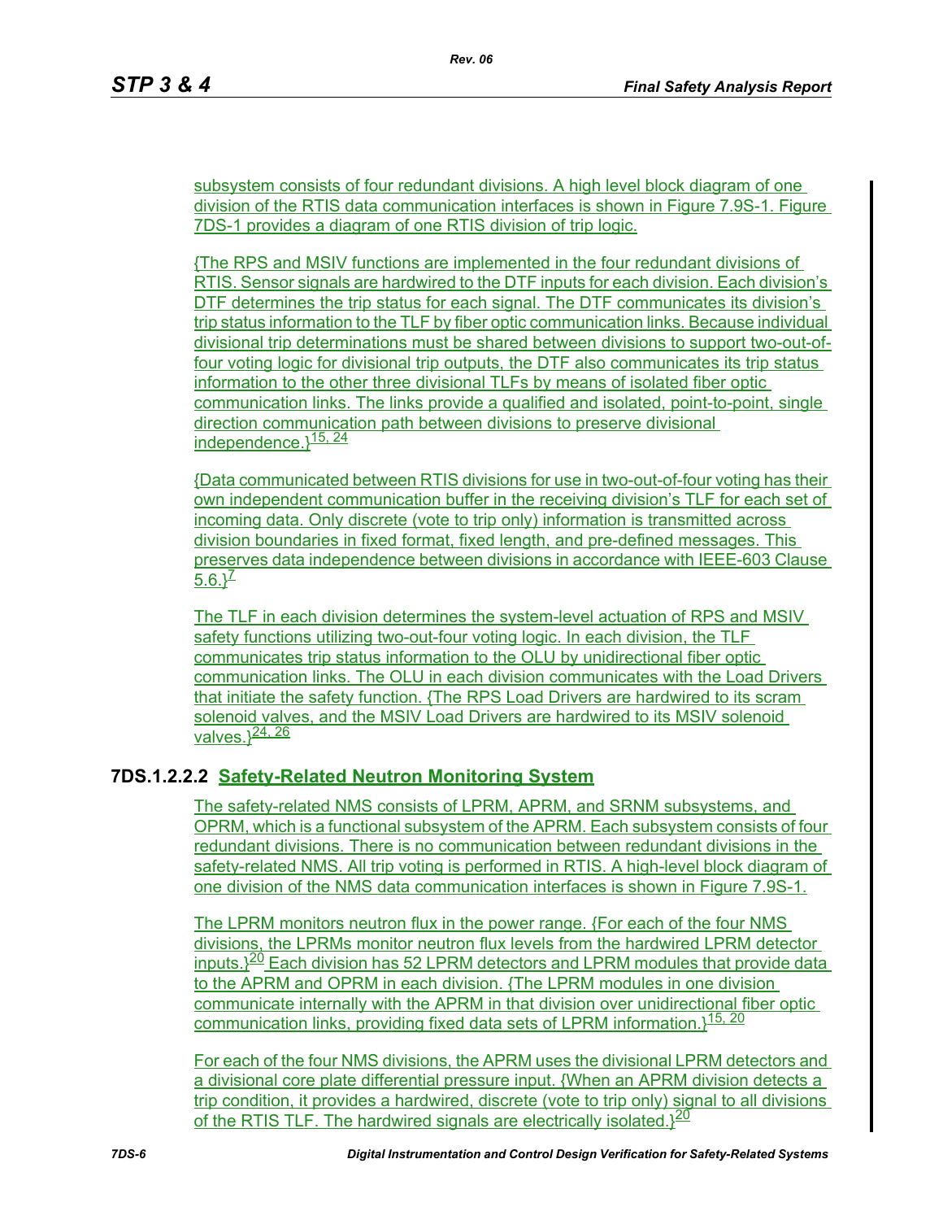subsystem consists of four redundant divisions. A high level block diagram of one division of the RTIS data communication interfaces is shown in Figure 7.9S-1. Figure 7DS-1 provides a diagram of one RTIS division of trip logic.

{The RPS and MSIV functions are implemented in the four redundant divisions of RTIS. Sensor signals are hardwired to the DTF inputs for each division. Each division's DTF determines the trip status for each signal. The DTF communicates its division's trip status information to the TLF by fiber optic communication links. Because individual divisional trip determinations must be shared between divisions to support two-out-of-four voting logic for divisional trip outputs, the DTF also communicates its trip status information to the other three divisional TLFs by means of isolated fiber optic communication links. The links provide a qualified and isolated, point-to-point, single direction communication path between divisions to preserve divisional independence.}[15, 24]

{Data communicated between RTIS divisions for use in two-out-of-four voting has their own independent communication buffer in the receiving division's TLF for each set of incoming data. Only discrete (vote to trip only) information is transmitted across division boundaries in fixed format, fixed length, and pre-defined messages. This preserves data independence between divisions in accordance with IEEE-603 Clause 5.6.}[7]

The TLF in each division determines the system-level actuation of RPS and MSIV safety functions utilizing two-out-four voting logic. In each division, the TLF communicates trip status information to the OLU by unidirectional fiber optic communication links. The OLU in each division communicates with the Load Drivers that initiate the safety function. {The RPS Load Drivers are hardwired to its scram solenoid valves, and the MSIV Load Drivers are hardwired to its MSIV solenoid valves.}[24, 26]

### 7DS.1.2.2.2 Safety-Related Neutron Monitoring System

The safety-related NMS consists of LPRM, APRM, and SRNM subsystems, and OPRM, which is a functional subsystem of the APRM. Each subsystem consists of four redundant divisions. There is no communication between redundant divisions in the safety-related NMS. All trip voting is performed in RTIS. A high-level block diagram of one division of the NMS data communication interfaces is shown in Figure 7.9S-1.

The LPRM monitors neutron flux in the power range. {For each of the four NMS divisions, the LPRMs monitor neutron flux levels from the hardwired LPRM detector inputs.}[20] Each division has 52 LPRM detectors and LPRM modules that provide data to the APRM and OPRM in each division. {The LPRM modules in one division communicate internally with the APRM in that division over unidirectional fiber optic communication links, providing fixed data sets of LPRM information.}[15, 20]

For each of the four NMS divisions, the APRM uses the divisional LPRM detectors and a divisional core plate differential pressure input. {When an APRM division detects a trip condition, it provides a hardwired, discrete (vote to trip only) signal to all divisions of the RTIS TLF. The hardwired signals are electrically isolated.}[20]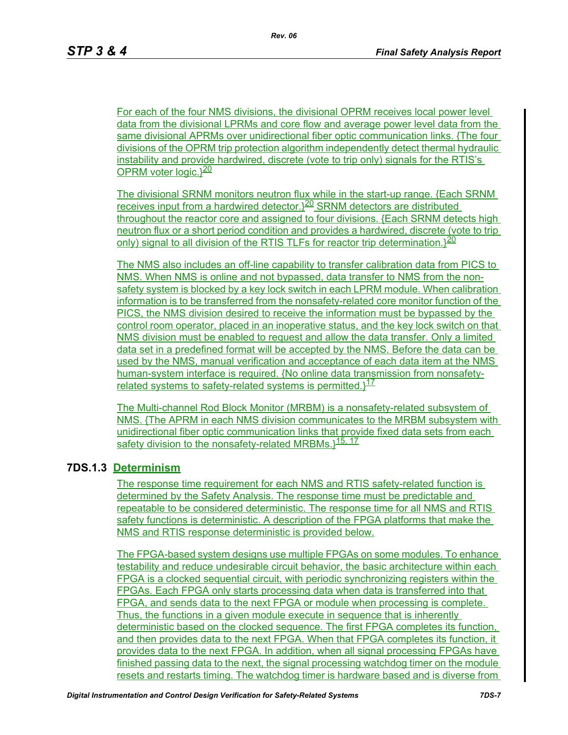For each of the four NMS divisions, the divisional OPRM receives local power level data from the divisional LPRMs and core flow and average power level data from the same divisional APRMs over unidirectional fiber optic communication links. {The four divisions of the OPRM trip protection algorithm independently detect thermal hydraulic instability and provide hardwired, discrete (vote to trip only) signals for the RTIS's OPRM voter logic.}[20]

The divisional SRNM monitors neutron flux while in the start-up range. {Each SRNM receives input from a hardwired detector.}[20] SRNM detectors are distributed throughout the reactor core and assigned to four divisions. {Each SRNM detects high neutron flux or a short period condition and provides a hardwired, discrete (vote to trip only) signal to all division of the RTIS TLFs for reactor trip determination.}[20]

The NMS also includes an off-line capability to transfer calibration data from PICS to NMS. When NMS is online and not bypassed, data transfer to NMS from the non-safety system is blocked by a key lock switch in each LPRM module. When calibration information is to be transferred from the nonsafety-related core monitor function of the PICS, the NMS division desired to receive the information must be bypassed by the control room operator, placed in an inoperative status, and the key lock switch on that NMS division must be enabled to request and allow the data transfer. Only a limited data set in a predefined format will be accepted by the NMS. Before the data can be used by the NMS, manual verification and acceptance of each data item at the NMS human-system interface is required. {No online data transmission from nonsafety-related systems to safety-related systems is permitted.}[17]

The Multi-channel Rod Block Monitor (MRBM) is a nonsafety-related subsystem of NMS. {The APRM in each NMS division communicates to the MRBM subsystem with unidirectional fiber optic communication links that provide fixed data sets from each safety division to the nonsafety-related MRBMs.}[15, 17]

### 7DS.1.3 Determinism

The response time requirement for each NMS and RTIS safety-related function is determined by the Safety Analysis. The response time must be predictable and repeatable to be considered deterministic. The response time for all NMS and RTIS safety functions is deterministic. A description of the FPGA platforms that make the NMS and RTIS response deterministic is provided below.

The FPGA-based system designs use multiple FPGAs on some modules. To enhance testability and reduce undesirable circuit behavior, the basic architecture within each FPGA is a clocked sequential circuit, with periodic synchronizing registers within the FPGAs. Each FPGA only starts processing data when data is transferred into that FPGA, and sends data to the next FPGA or module when processing is complete. Thus, the functions in a given module execute in sequence that is inherently deterministic based on the clocked sequence. The first FPGA completes its function, and then provides data to the next FPGA. When that FPGA completes its function, it provides data to the next FPGA. In addition, when all signal processing FPGAs have finished passing data to the next, the signal processing watchdog timer on the module resets and restarts timing. The watchdog timer is hardware based and is diverse from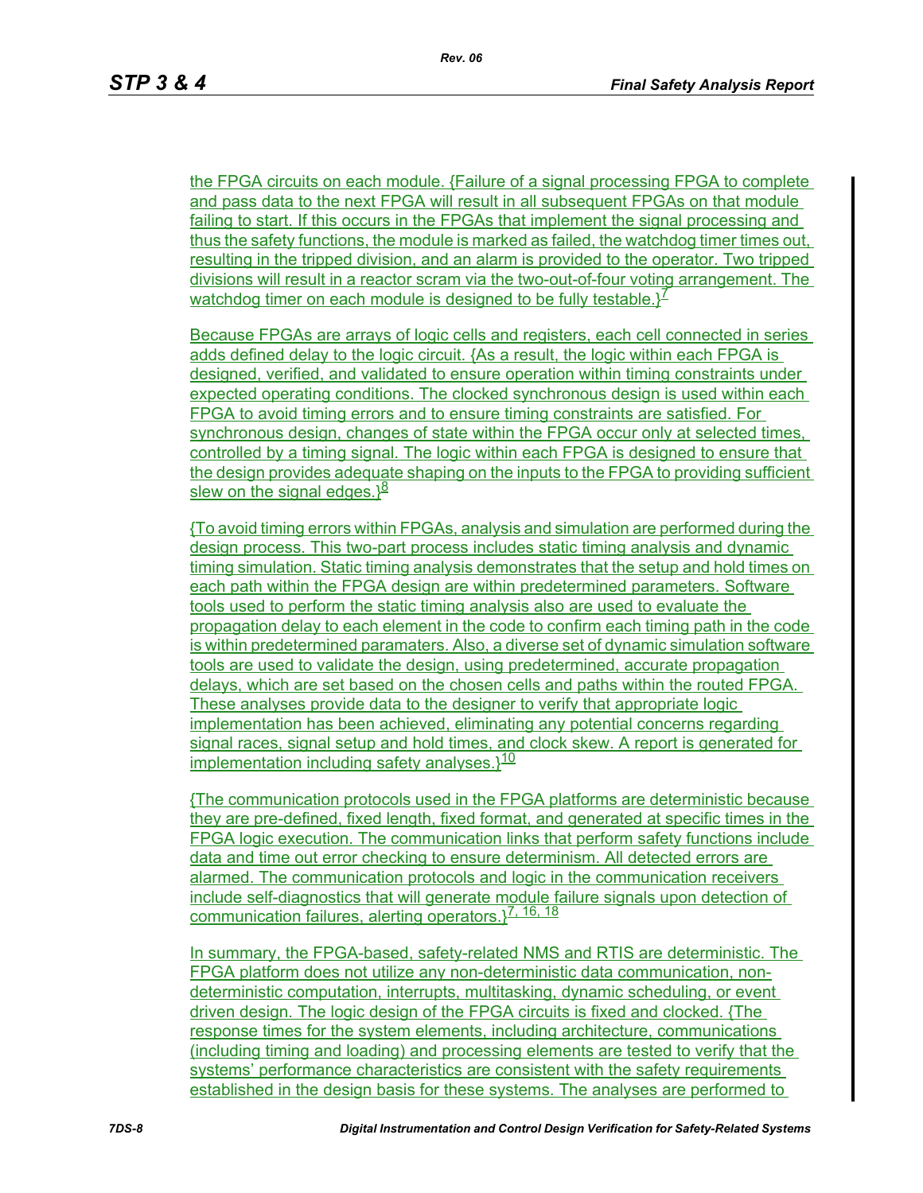the FPGA circuits on each module. {Failure of a signal processing FPGA to complete and pass data to the next FPGA will result in all subsequent FPGAs on that module failing to start. If this occurs in the FPGAs that implement the signal processing and thus the safety functions, the module is marked as failed, the watchdog timer times out, resulting in the tripped division, and an alarm is provided to the operator. Two tripped divisions will result in a reactor scram via the two-out-of-four voting arrangement. The watchdog timer on each module is designed to be fully testable.}[7]

Because FPGAs are arrays of logic cells and registers, each cell connected in series adds defined delay to the logic circuit. {As a result, the logic within each FPGA is designed, verified, and validated to ensure operation within timing constraints under expected operating conditions. The clocked synchronous design is used within each FPGA to avoid timing errors and to ensure timing constraints are satisfied. For synchronous design, changes of state within the FPGA occur only at selected times, controlled by a timing signal. The logic within each FPGA is designed to ensure that the design provides adequate shaping on the inputs to the FPGA to providing sufficient slew on the signal edges.}[8]

{To avoid timing errors within FPGAs, analysis and simulation are performed during the design process. This two-part process includes static timing analysis and dynamic timing simulation. Static timing analysis demonstrates that the setup and hold times on each path within the FPGA design are within predetermined parameters. Software tools used to perform the static timing analysis also are used to evaluate the propagation delay to each element in the code to confirm each timing path in the code is within predetermined paramaters. Also, a diverse set of dynamic simulation software tools are used to validate the design, using predetermined, accurate propagation delays, which are set based on the chosen cells and paths within the routed FPGA. These analyses provide data to the designer to verify that appropriate logic implementation has been achieved, eliminating any potential concerns regarding signal races, signal setup and hold times, and clock skew. A report is generated for implementation including safety analyses.}[10]

{The communication protocols used in the FPGA platforms are deterministic because they are pre-defined, fixed length, fixed format, and generated at specific times in the FPGA logic execution. The communication links that perform safety functions include data and time out error checking to ensure determinism. All detected errors are alarmed. The communication protocols and logic in the communication receivers include self-diagnostics that will generate module failure signals upon detection of communication failures, alerting operators.}[7, 16, 18]

In summary, the FPGA-based, safety-related NMS and RTIS are deterministic. The FPGA platform does not utilize any non-deterministic data communication, non-deterministic computation, interrupts, multitasking, dynamic scheduling, or event driven design. The logic design of the FPGA circuits is fixed and clocked. {The response times for the system elements, including architecture, communications (including timing and loading) and processing elements are tested to verify that the systems' performance characteristics are consistent with the safety requirements established in the design basis for these systems. The analyses are performed to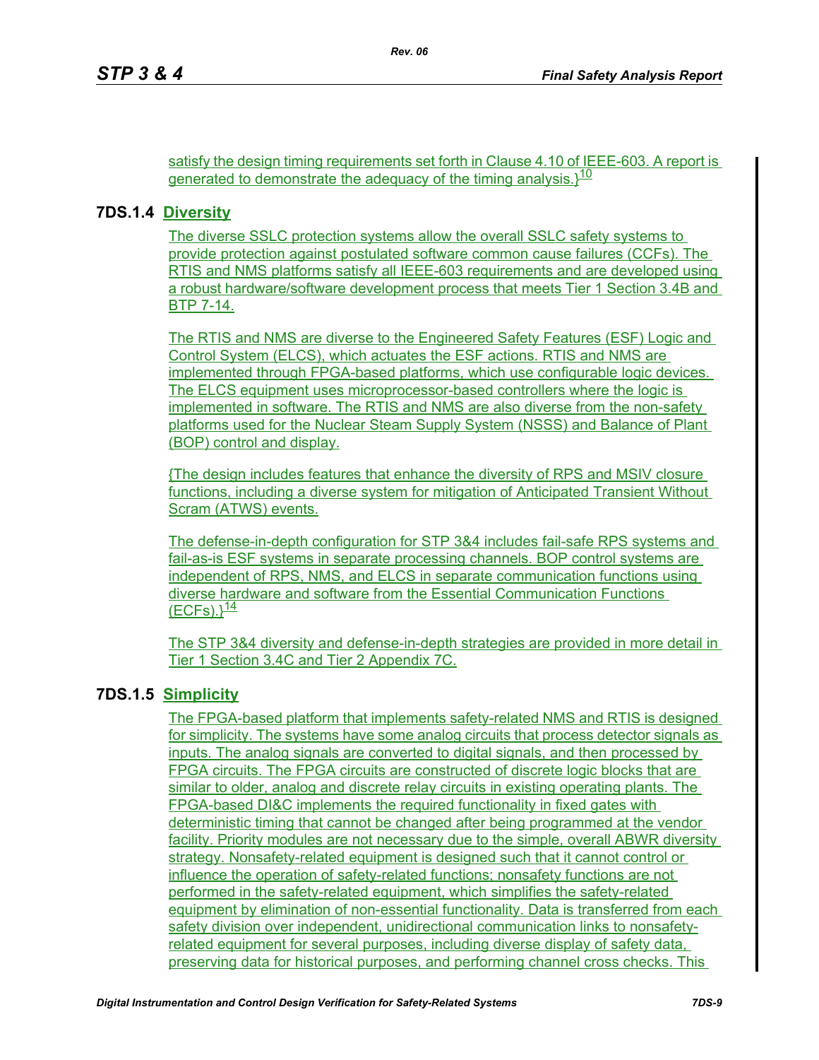satisfy the design timing requirements set forth in Clause 4.10 of IEEE-603. A report is generated to demonstrate the adequacy of the timing analysis.}[10]

## 7DS.1.4 Diversity

The diverse SSLC protection systems allow the overall SSLC safety systems to provide protection against postulated software common cause failures (CCFs). The RTIS and NMS platforms satisfy all IEEE-603 requirements and are developed using a robust hardware/software development process that meets Tier 1 Section 3.4B and BTP 7-14.

The RTIS and NMS are diverse to the Engineered Safety Features (ESF) Logic and Control System (ELCS), which actuates the ESF actions. RTIS and NMS are implemented through FPGA-based platforms, which use configurable logic devices. The ELCS equipment uses microprocessor-based controllers where the logic is implemented in software. The RTIS and NMS are also diverse from the non-safety platforms used for the Nuclear Steam Supply System (NSSS) and Balance of Plant (BOP) control and display.

{The design includes features that enhance the diversity of RPS and MSIV closure functions, including a diverse system for mitigation of Anticipated Transient Without Scram (ATWS) events.

The defense-in-depth configuration for STP 3&4 includes fail-safe RPS systems and fail-as-is ESF systems in separate processing channels. BOP control systems are independent of RPS, NMS, and ELCS in separate communication functions using diverse hardware and software from the Essential Communication Functions (ECFs).}[14]

The STP 3&4 diversity and defense-in-depth strategies are provided in more detail in Tier 1 Section 3.4C and Tier 2 Appendix 7C.

## 7DS.1.5 Simplicity

The FPGA-based platform that implements safety-related NMS and RTIS is designed for simplicity. The systems have some analog circuits that process detector signals as inputs. The analog signals are converted to digital signals, and then processed by FPGA circuits. The FPGA circuits are constructed of discrete logic blocks that are similar to older, analog and discrete relay circuits in existing operating plants. The FPGA-based DI&C implements the required functionality in fixed gates with deterministic timing that cannot be changed after being programmed at the vendor facility. Priority modules are not necessary due to the simple, overall ABWR diversity strategy. Nonsafety-related equipment is designed such that it cannot control or influence the operation of safety-related functions; nonsafety functions are not performed in the safety-related equipment, which simplifies the safety-related equipment by elimination of non-essential functionality. Data is transferred from each safety division over independent, unidirectional communication links to nonsafety-related equipment for several purposes, including diverse display of safety data, preserving data for historical purposes, and performing channel cross checks. This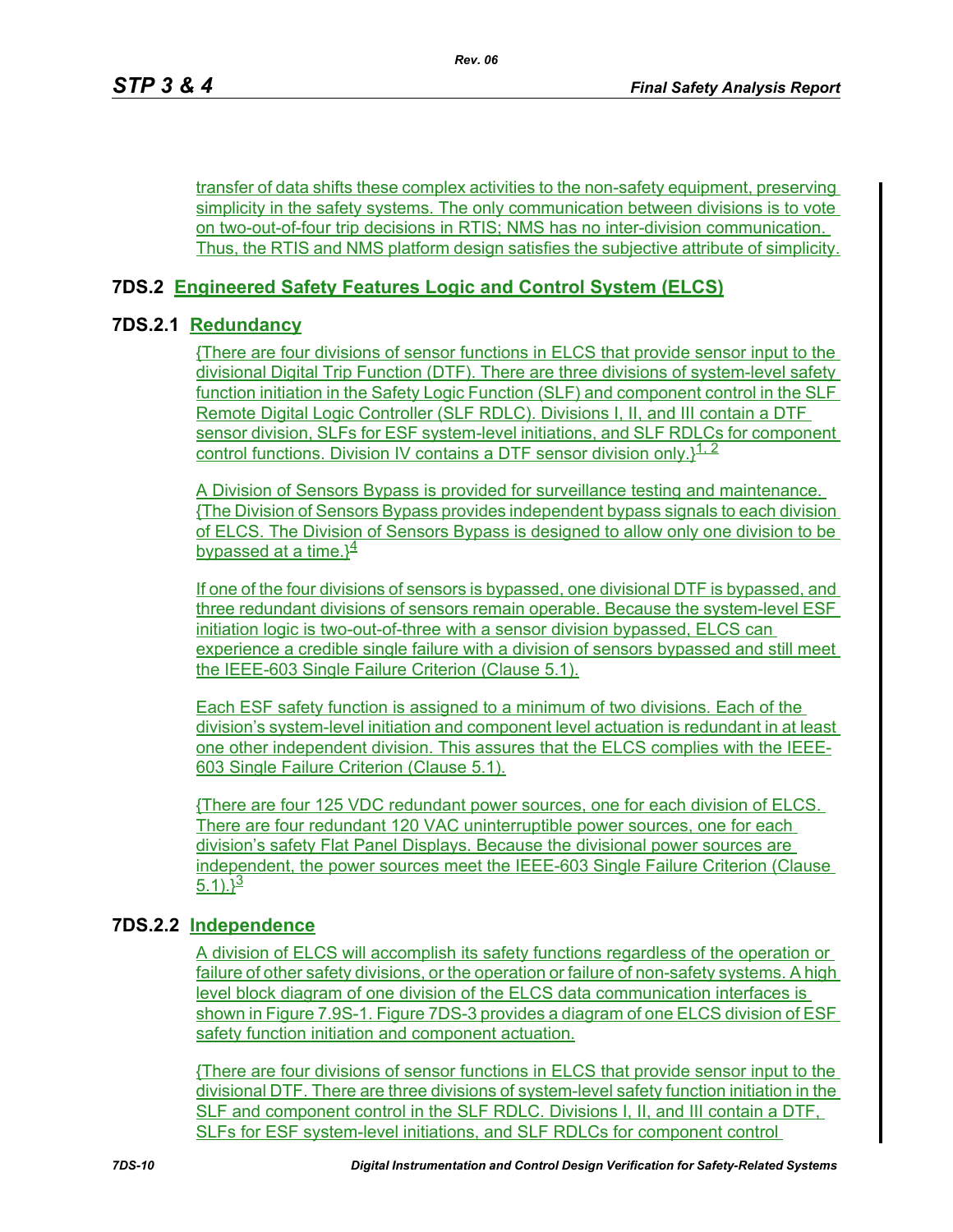transfer of data shifts these complex activities to the non-safety equipment, preserving simplicity in the safety systems. The only communication between divisions is to vote on two-out-of-four trip decisions in RTIS; NMS has no inter-division communication. Thus, the RTIS and NMS platform design satisfies the subjective attribute of simplicity.

## 7DS.2 Engineered Safety Features Logic and Control System (ELCS)

### 7DS.2.1 Redundancy

{There are four divisions of sensor functions in ELCS that provide sensor input to the divisional Digital Trip Function (DTF). There are three divisions of system-level safety function initiation in the Safety Logic Function (SLF) and component control in the SLF Remote Digital Logic Controller (SLF RDLC). Divisions I, II, and III contain a DTF sensor division, SLFs for ESF system-level initiations, and SLF RDLCs for component control functions. Division IV contains a DTF sensor division only.}[1, 2]

A Division of Sensors Bypass is provided for surveillance testing and maintenance. {The Division of Sensors Bypass provides independent bypass signals to each division of ELCS. The Division of Sensors Bypass is designed to allow only one division to be bypassed at a time.}[4]

If one of the four divisions of sensors is bypassed, one divisional DTF is bypassed, and three redundant divisions of sensors remain operable. Because the system-level ESF initiation logic is two-out-of-three with a sensor division bypassed, ELCS can experience a credible single failure with a division of sensors bypassed and still meet the IEEE-603 Single Failure Criterion (Clause 5.1).

Each ESF safety function is assigned to a minimum of two divisions. Each of the division's system-level initiation and component level actuation is redundant in at least one other independent division. This assures that the ELCS complies with the IEEE-603 Single Failure Criterion (Clause 5.1).

{There are four 125 VDC redundant power sources, one for each division of ELCS. There are four redundant 120 VAC uninterruptible power sources, one for each division's safety Flat Panel Displays. Because the divisional power sources are independent, the power sources meet the IEEE-603 Single Failure Criterion (Clause 5.1).}[3]

### 7DS.2.2 Independence

A division of ELCS will accomplish its safety functions regardless of the operation or failure of other safety divisions, or the operation or failure of non-safety systems. A high level block diagram of one division of the ELCS data communication interfaces is shown in Figure 7.9S-1. Figure 7DS-3 provides a diagram of one ELCS division of ESF safety function initiation and component actuation.

{There are four divisions of sensor functions in ELCS that provide sensor input to the divisional DTF. There are three divisions of system-level safety function initiation in the SLF and component control in the SLF RDLC. Divisions I, II, and III contain a DTF, SLFs for ESF system-level initiations, and SLF RDLCs for component control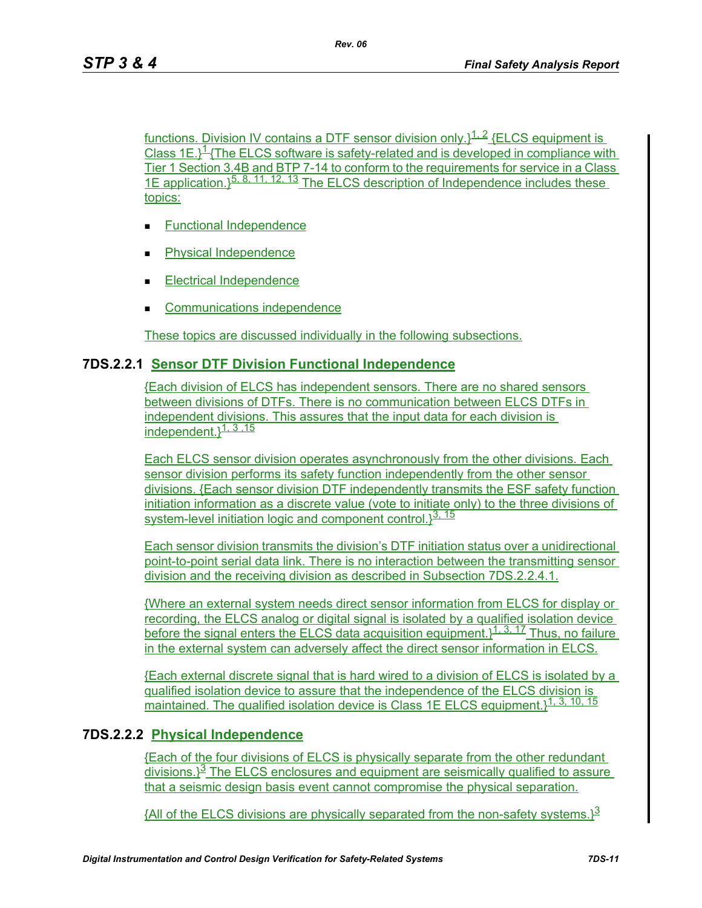functions. Division IV contains a DTF sensor division only.}[1, 2] {ELCS equipment is Class 1E.}[1] {The ELCS software is safety-related and is developed in compliance with Tier 1 Section 3.4B and BTP 7-14 to conform to the requirements for service in a Class 1E application.}[5, 8, 11, 12, 13] The ELCS description of Independence includes these topics:

- Functional Independence
- Physical Independence
- Electrical Independence
- Communications independence

These topics are discussed individually in the following subsections.

### 7DS.2.2.1 Sensor DTF Division Functional Independence

{Each division of ELCS has independent sensors. There are no shared sensors between divisions of DTFs. There is no communication between ELCS DTFs in independent divisions. This assures that the input data for each division is independent.}[1, 3 ,15]

Each ELCS sensor division operates asynchronously from the other divisions. Each sensor division performs its safety function independently from the other sensor divisions. {Each sensor division DTF independently transmits the ESF safety function initiation information as a discrete value (vote to initiate only) to the three divisions of system-level initiation logic and component control.}[3, 15]

Each sensor division transmits the division's DTF initiation status over a unidirectional point-to-point serial data link. There is no interaction between the transmitting sensor division and the receiving division as described in Subsection 7DS.2.2.4.1.

{Where an external system needs direct sensor information from ELCS for display or recording, the ELCS analog or digital signal is isolated by a qualified isolation device before the signal enters the ELCS data acquisition equipment.}[1, 3, 17] Thus, no failure in the external system can adversely affect the direct sensor information in ELCS.

{Each external discrete signal that is hard wired to a division of ELCS is isolated by a qualified isolation device to assure that the independence of the ELCS division is maintained. The qualified isolation device is Class 1E ELCS equipment.}[1, 3, 10, 15]

### 7DS.2.2.2 Physical Independence

{Each of the four divisions of ELCS is physically separate from the other redundant divisions.}[3] The ELCS enclosures and equipment are seismically qualified to assure that a seismic design basis event cannot compromise the physical separation.

{All of the ELCS divisions are physically separated from the non-safety systems.}[3]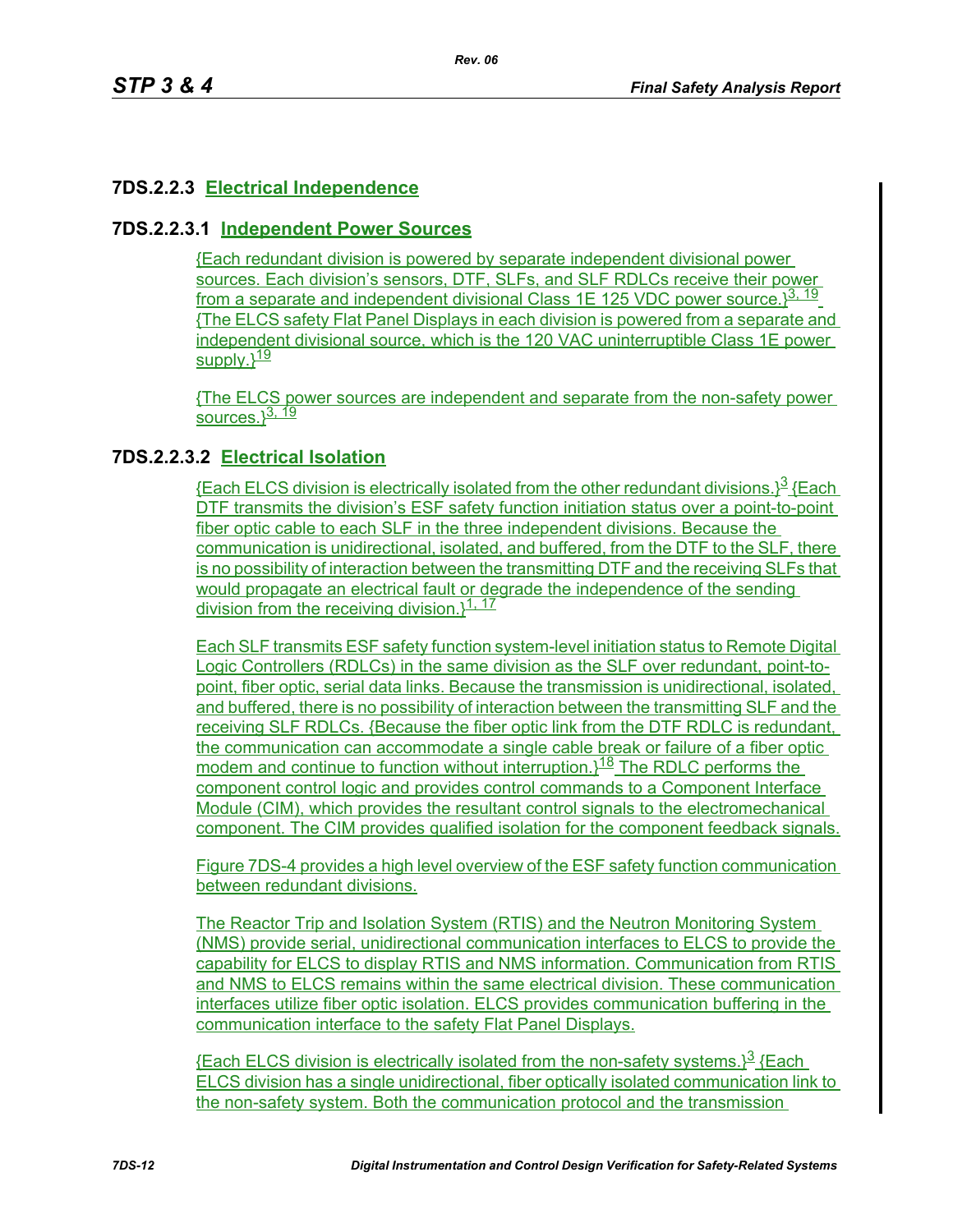### 7DS.2.2.3 Electrical Independence

#### 7DS.2.2.3.1 Independent Power Sources

{Each redundant division is powered by separate independent divisional power sources. Each division's sensors, DTF, SLFs, and SLF RDLCs receive their power from a separate and independent divisional Class 1E 125 VDC power source.}[3, 19] {The ELCS safety Flat Panel Displays in each division is powered from a separate and independent divisional source, which is the 120 VAC uninterruptible Class 1E power supply.}[19]

{The ELCS power sources are independent and separate from the non-safety power sources.}[3, 19]

#### 7DS.2.2.3.2 Electrical Isolation

{Each ELCS division is electrically isolated from the other redundant divisions.}[3] {Each DTF transmits the division's ESF safety function initiation status over a point-to-point fiber optic cable to each SLF in the three independent divisions. Because the communication is unidirectional, isolated, and buffered, from the DTF to the SLF, there is no possibility of interaction between the transmitting DTF and the receiving SLFs that would propagate an electrical fault or degrade the independence of the sending division from the receiving division.}[1, 17]

Each SLF transmits ESF safety function system-level initiation status to Remote Digital Logic Controllers (RDLCs) in the same division as the SLF over redundant, point-to-point, fiber optic, serial data links. Because the transmission is unidirectional, isolated, and buffered, there is no possibility of interaction between the transmitting SLF and the receiving SLF RDLCs. {Because the fiber optic link from the DTF RDLC is redundant, the communication can accommodate a single cable break or failure of a fiber optic modem and continue to function without interruption.}[18] The RDLC performs the component control logic and provides control commands to a Component Interface Module (CIM), which provides the resultant control signals to the electromechanical component. The CIM provides qualified isolation for the component feedback signals.

Figure 7DS-4 provides a high level overview of the ESF safety function communication between redundant divisions.

The Reactor Trip and Isolation System (RTIS) and the Neutron Monitoring System (NMS) provide serial, unidirectional communication interfaces to ELCS to provide the capability for ELCS to display RTIS and NMS information. Communication from RTIS and NMS to ELCS remains within the same electrical division. These communication interfaces utilize fiber optic isolation. ELCS provides communication buffering in the communication interface to the safety Flat Panel Displays.

{Each ELCS division is electrically isolated from the non-safety systems.}[3] {Each ELCS division has a single unidirectional, fiber optically isolated communication link to the non-safety system. Both the communication protocol and the transmission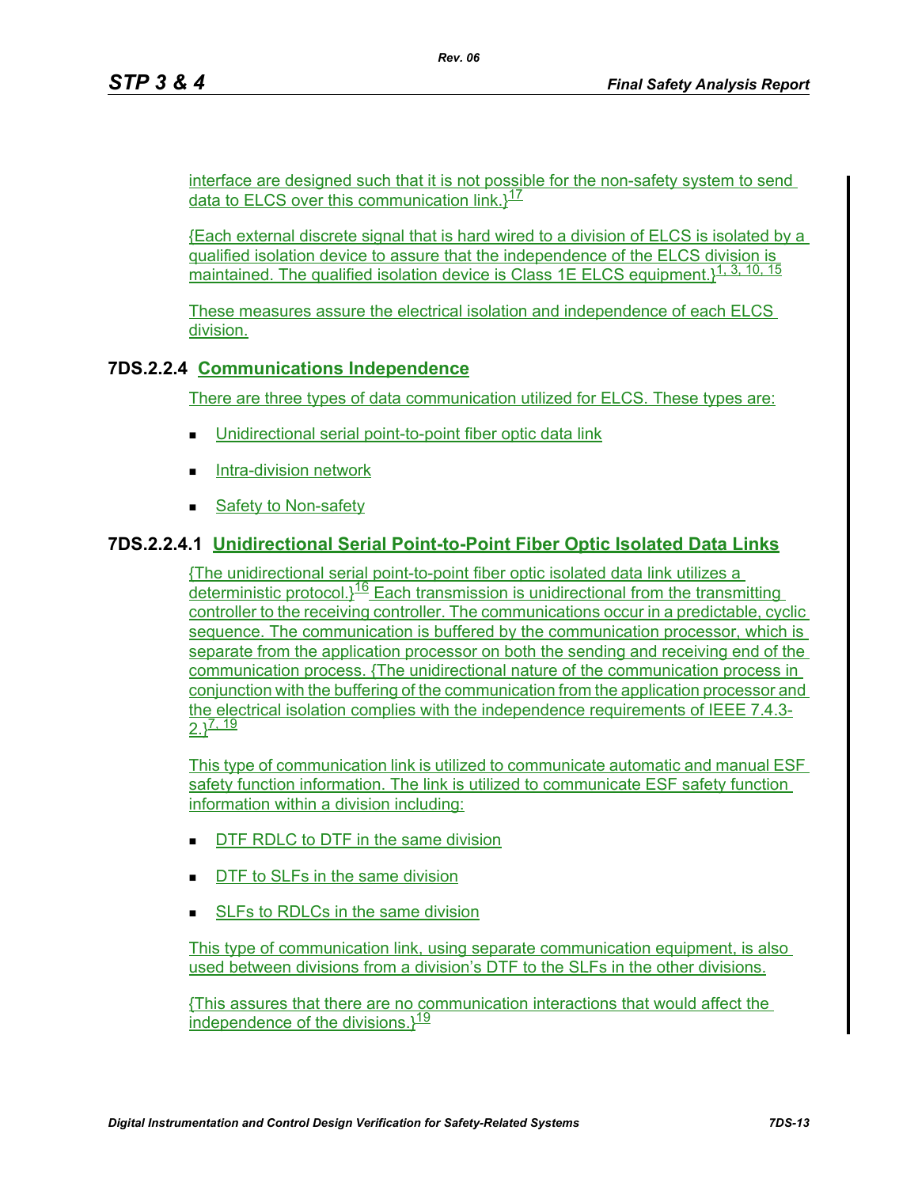interface are designed such that it is not possible for the non-safety system to send data to ELCS over this communication link.}[17]

{Each external discrete signal that is hard wired to a division of ELCS is isolated by a qualified isolation device to assure that the independence of the ELCS division is maintained. The qualified isolation device is Class 1E ELCS equipment.}[1, 3, 10, 15]

These measures assure the electrical isolation and independence of each ELCS division.

### 7DS.2.2.4 Communications Independence

There are three types of data communication utilized for ELCS. These types are:

- Unidirectional serial point-to-point fiber optic data link
- Intra-division network
- Safety to Non-safety

#### 7DS.2.2.4.1 Unidirectional Serial Point-to-Point Fiber Optic Isolated Data Links

{The unidirectional serial point-to-point fiber optic isolated data link utilizes a deterministic protocol.}[16] Each transmission is unidirectional from the transmitting controller to the receiving controller. The communications occur in a predictable, cyclic sequence. The communication is buffered by the communication processor, which is separate from the application processor on both the sending and receiving end of the communication process. {The unidirectional nature of the communication process in conjunction with the buffering of the communication from the application processor and the electrical isolation complies with the independence requirements of IEEE 7.4.3-2.}[7, 19]

This type of communication link is utilized to communicate automatic and manual ESF safety function information. The link is utilized to communicate ESF safety function information within a division including:

- DTF RDLC to DTF in the same division
- DTF to SLFs in the same division
- SLFs to RDLCs in the same division

This type of communication link, using separate communication equipment, is also used between divisions from a division's DTF to the SLFs in the other divisions.

{This assures that there are no communication interactions that would affect the independence of the divisions.}[19]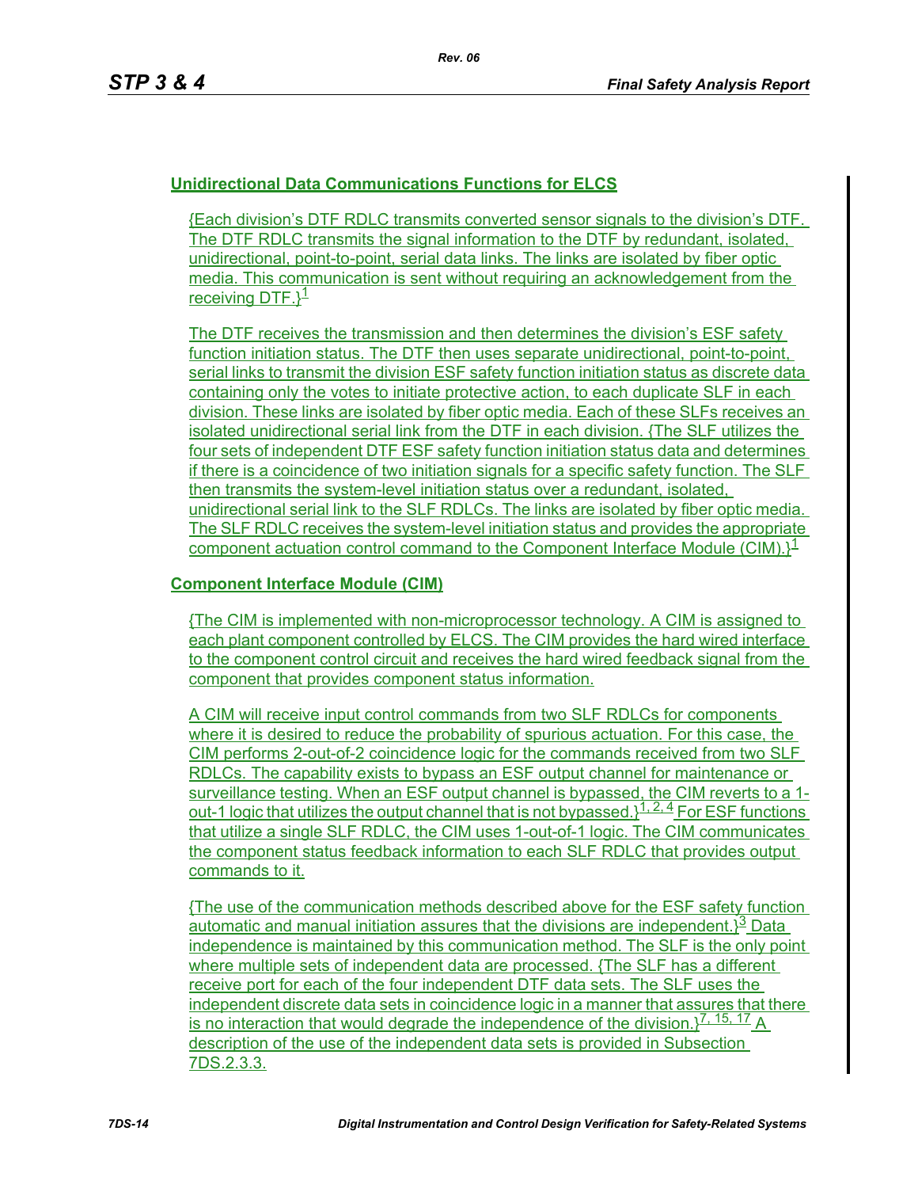**Unidirectional Data Communications Functions for ELCS**

{Each division's DTF RDLC transmits converted sensor signals to the division's DTF. The DTF RDLC transmits the signal information to the DTF by redundant, isolated, unidirectional, point-to-point, serial data links. The links are isolated by fiber optic media. This communication is sent without requiring an acknowledgement from the receiving DTF.}[1]

The DTF receives the transmission and then determines the division's ESF safety function initiation status. The DTF then uses separate unidirectional, point-to-point, serial links to transmit the division ESF safety function initiation status as discrete data containing only the votes to initiate protective action, to each duplicate SLF in each division. These links are isolated by fiber optic media. Each of these SLFs receives an isolated unidirectional serial link from the DTF in each division. {The SLF utilizes the four sets of independent DTF ESF safety function initiation status data and determines if there is a coincidence of two initiation signals for a specific safety function. The SLF then transmits the system-level initiation status over a redundant, isolated, unidirectional serial link to the SLF RDLCs. The links are isolated by fiber optic media. The SLF RDLC receives the system-level initiation status and provides the appropriate component actuation control command to the Component Interface Module (CIM).}[1]

**Component Interface Module (CIM)**

{The CIM is implemented with non-microprocessor technology. A CIM is assigned to each plant component controlled by ELCS. The CIM provides the hard wired interface to the component control circuit and receives the hard wired feedback signal from the component that provides component status information.

A CIM will receive input control commands from two SLF RDLCs for components where it is desired to reduce the probability of spurious actuation. For this case, the CIM performs 2-out-of-2 coincidence logic for the commands received from two SLF RDLCs. The capability exists to bypass an ESF output channel for maintenance or surveillance testing. When an ESF output channel is bypassed, the CIM reverts to a 1-out-1 logic that utilizes the output channel that is not bypassed.}[1, 2, 4] For ESF functions that utilize a single SLF RDLC, the CIM uses 1-out-of-1 logic. The CIM communicates the component status feedback information to each SLF RDLC that provides output commands to it.

{The use of the communication methods described above for the ESF safety function automatic and manual initiation assures that the divisions are independent.}[3] Data independence is maintained by this communication method. The SLF is the only point where multiple sets of independent data are processed. {The SLF has a different receive port for each of the four independent DTF data sets. The SLF uses the independent discrete data sets in coincidence logic in a manner that assures that there is no interaction that would degrade the independence of the division.}[7, 15, 17] A description of the use of the independent data sets is provided in Subsection 7DS.2.3.3.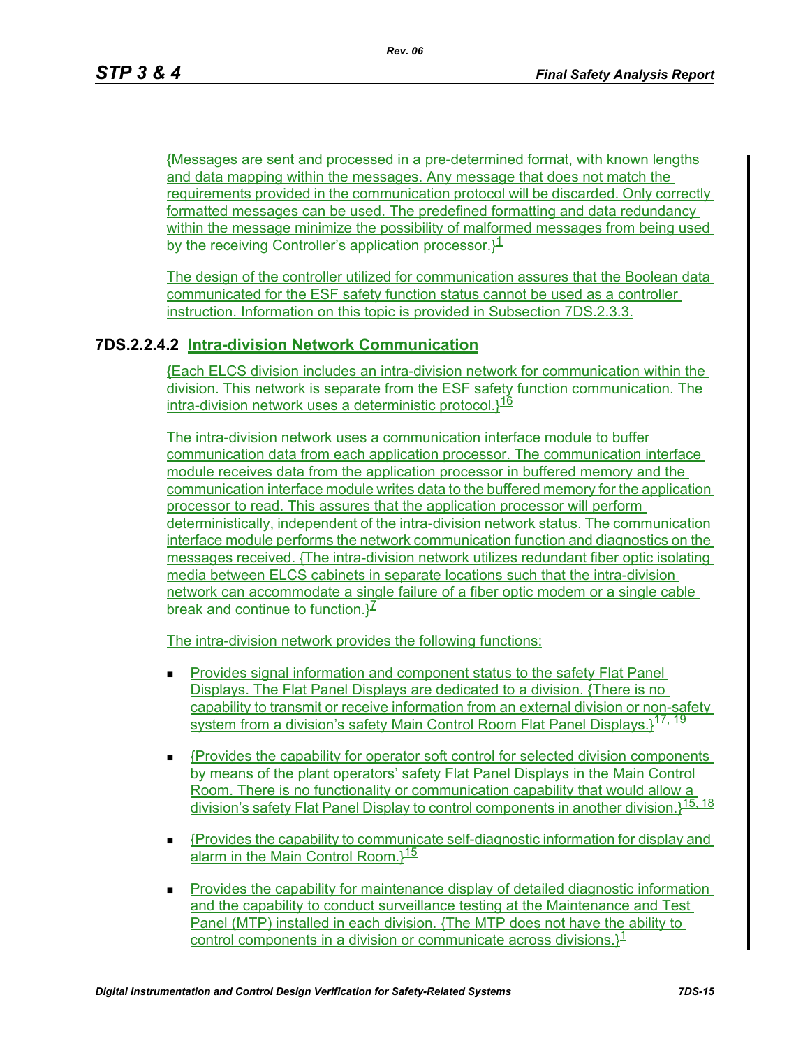{Messages are sent and processed in a pre-determined format, with known lengths and data mapping within the messages. Any message that does not match the requirements provided in the communication protocol will be discarded. Only correctly formatted messages can be used. The predefined formatting and data redundancy within the message minimize the possibility of malformed messages from being used by the receiving Controller's application processor.}[1]

The design of the controller utilized for communication assures that the Boolean data communicated for the ESF safety function status cannot be used as a controller instruction. Information on this topic is provided in Subsection 7DS.2.3.3.

### 7DS.2.2.4.2 Intra-division Network Communication

{Each ELCS division includes an intra-division network for communication within the division. This network is separate from the ESF safety function communication. The intra-division network uses a deterministic protocol.}[16]

The intra-division network uses a communication interface module to buffer communication data from each application processor. The communication interface module receives data from the application processor in buffered memory and the communication interface module writes data to the buffered memory for the application processor to read. This assures that the application processor will perform deterministically, independent of the intra-division network status. The communication interface module performs the network communication function and diagnostics on the messages received. {The intra-division network utilizes redundant fiber optic isolating media between ELCS cabinets in separate locations such that the intra-division network can accommodate a single failure of a fiber optic modem or a single cable break and continue to function.}[7]

The intra-division network provides the following functions:

- Provides signal information and component status to the safety Flat Panel Displays. The Flat Panel Displays are dedicated to a division. {There is no capability to transmit or receive information from an external division or non-safety system from a division's safety Main Control Room Flat Panel Displays.}[17, 19]
- {Provides the capability for operator soft control for selected division components by means of the plant operators' safety Flat Panel Displays in the Main Control Room. There is no functionality or communication capability that would allow a division's safety Flat Panel Display to control components in another division.}[15, 18]
- {Provides the capability to communicate self-diagnostic information for display and alarm in the Main Control Room.}[15]
- Provides the capability for maintenance display of detailed diagnostic information and the capability to conduct surveillance testing at the Maintenance and Test Panel (MTP) installed in each division. {The MTP does not have the ability to control components in a division or communicate across divisions.}[1]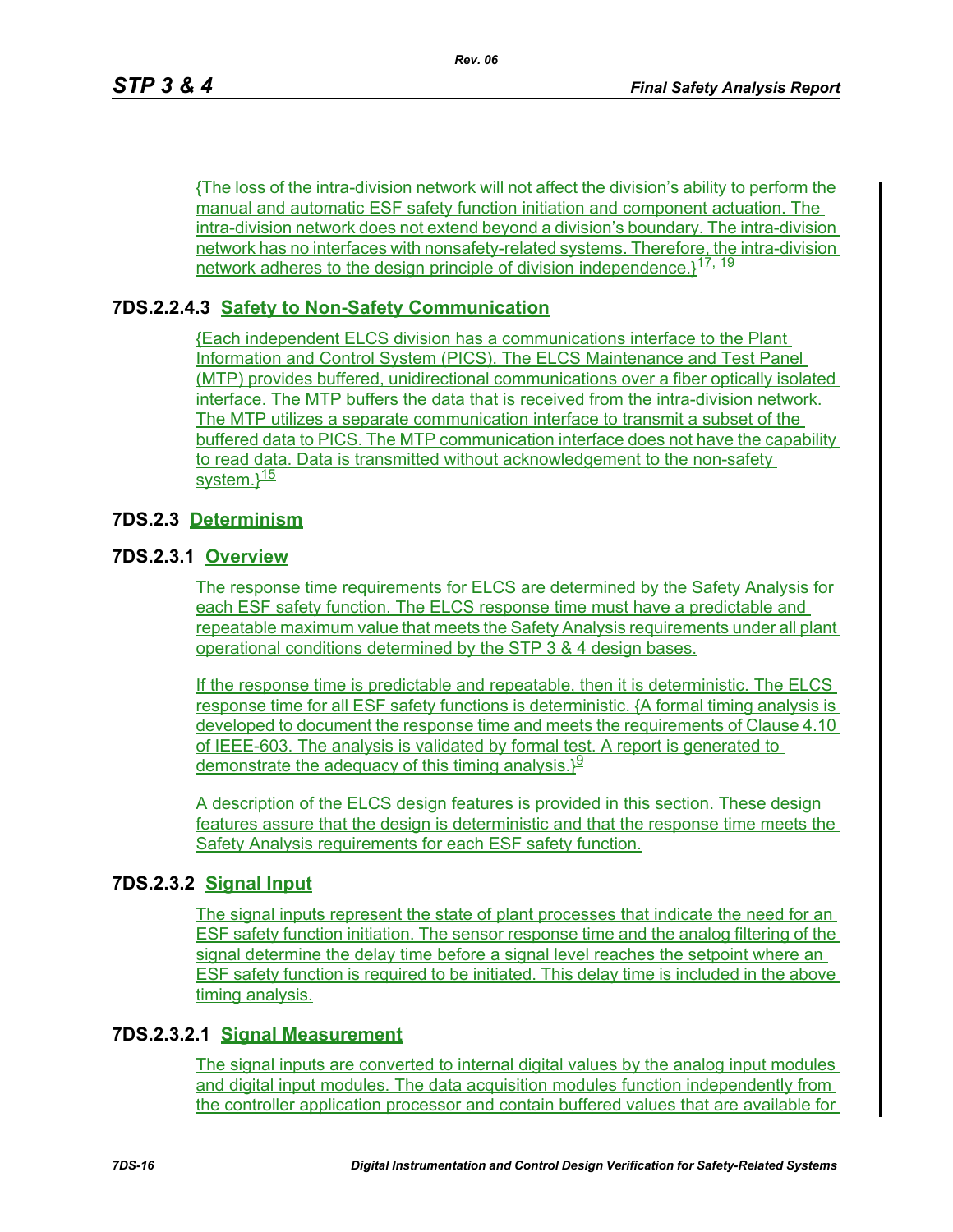{The loss of the intra-division network will not affect the division's ability to perform the manual and automatic ESF safety function initiation and component actuation. The intra-division network does not extend beyond a division's boundary. The intra-division network has no interfaces with nonsafety-related systems. Therefore, the intra-division network adheres to the design principle of division independence.}[17, 19]

#### 7DS.2.2.4.3 Safety to Non-Safety Communication

{Each independent ELCS division has a communications interface to the Plant Information and Control System (PICS). The ELCS Maintenance and Test Panel (MTP) provides buffered, unidirectional communications over a fiber optically isolated interface. The MTP buffers the data that is received from the intra-division network. The MTP utilizes a separate communication interface to transmit a subset of the buffered data to PICS. The MTP communication interface does not have the capability to read data. Data is transmitted without acknowledgement to the non-safety system.}[15]

## 7DS.2.3 Determinism

### 7DS.2.3.1 Overview

The response time requirements for ELCS are determined by the Safety Analysis for each ESF safety function. The ELCS response time must have a predictable and repeatable maximum value that meets the Safety Analysis requirements under all plant operational conditions determined by the STP 3 & 4 design bases.

If the response time is predictable and repeatable, then it is deterministic. The ELCS response time for all ESF safety functions is deterministic. {A formal timing analysis is developed to document the response time and meets the requirements of Clause 4.10 of IEEE-603. The analysis is validated by formal test. A report is generated to demonstrate the adequacy of this timing analysis.}[9]

A description of the ELCS design features is provided in this section. These design features assure that the design is deterministic and that the response time meets the Safety Analysis requirements for each ESF safety function.

### 7DS.2.3.2 Signal Input

The signal inputs represent the state of plant processes that indicate the need for an ESF safety function initiation. The sensor response time and the analog filtering of the signal determine the delay time before a signal level reaches the setpoint where an ESF safety function is required to be initiated. This delay time is included in the above timing analysis.

#### 7DS.2.3.2.1 Signal Measurement

The signal inputs are converted to internal digital values by the analog input modules and digital input modules. The data acquisition modules function independently from the controller application processor and contain buffered values that are available for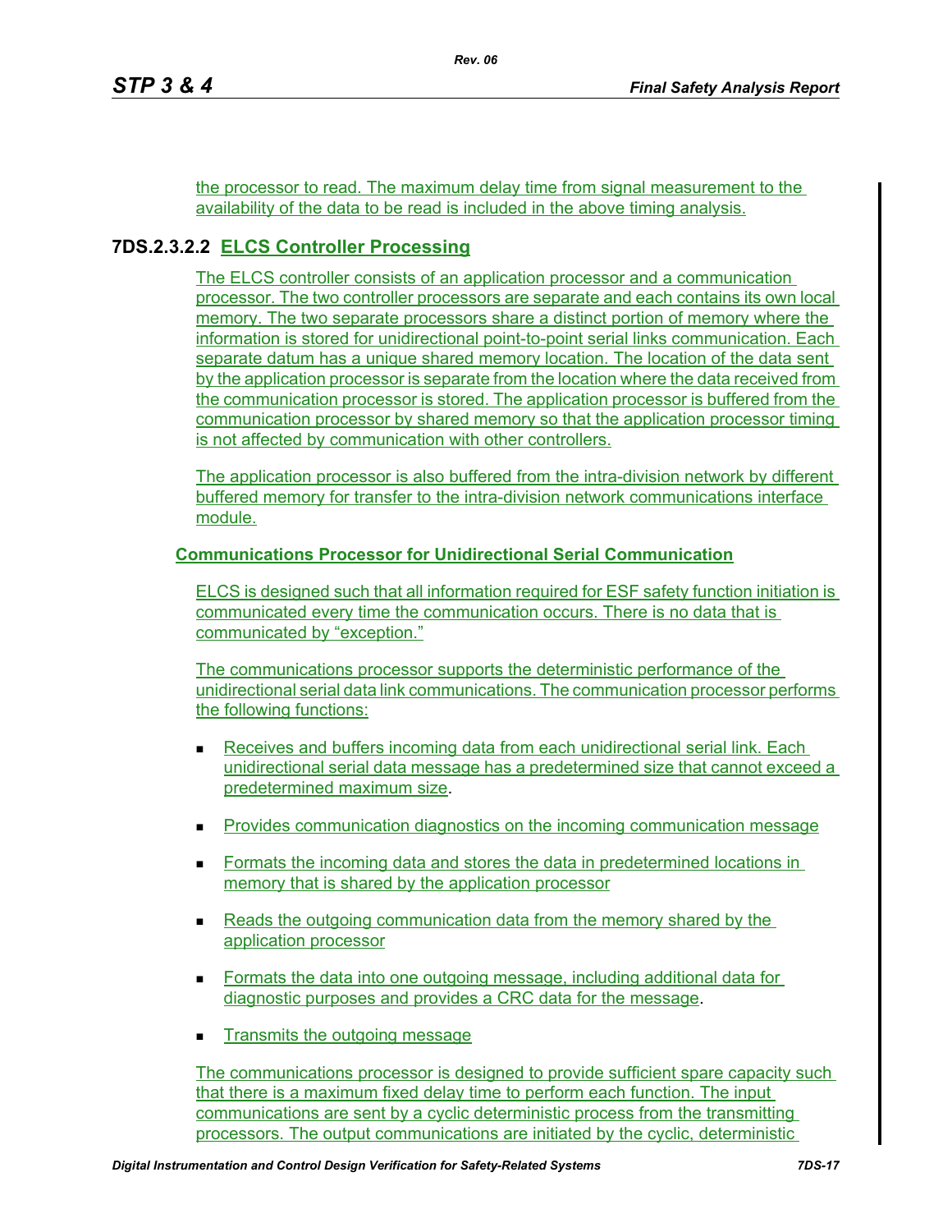the processor to read. The maximum delay time from signal measurement to the availability of the data to be read is included in the above timing analysis.

### 7DS.2.3.2.2 ELCS Controller Processing

The ELCS controller consists of an application processor and a communication processor. The two controller processors are separate and each contains its own local memory. The two separate processors share a distinct portion of memory where the information is stored for unidirectional point-to-point serial links communication. Each separate datum has a unique shared memory location. The location of the data sent by the application processor is separate from the location where the data received from the communication processor is stored. The application processor is buffered from the communication processor by shared memory so that the application processor timing is not affected by communication with other controllers.

The application processor is also buffered from the intra-division network by different buffered memory for transfer to the intra-division network communications interface module.

**Communications Processor for Unidirectional Serial Communication**

ELCS is designed such that all information required for ESF safety function initiation is communicated every time the communication occurs. There is no data that is communicated by "exception."

The communications processor supports the deterministic performance of the unidirectional serial data link communications. The communication processor performs the following functions:

- Receives and buffers incoming data from each unidirectional serial link. Each unidirectional serial data message has a predetermined size that cannot exceed a predetermined maximum size.
- Provides communication diagnostics on the incoming communication message
- Formats the incoming data and stores the data in predetermined locations in memory that is shared by the application processor
- Reads the outgoing communication data from the memory shared by the application processor
- Formats the data into one outgoing message, including additional data for diagnostic purposes and provides a CRC data for the message.
- Transmits the outgoing message

The communications processor is designed to provide sufficient spare capacity such that there is a maximum fixed delay time to perform each function. The input communications are sent by a cyclic deterministic process from the transmitting processors. The output communications are initiated by the cyclic, deterministic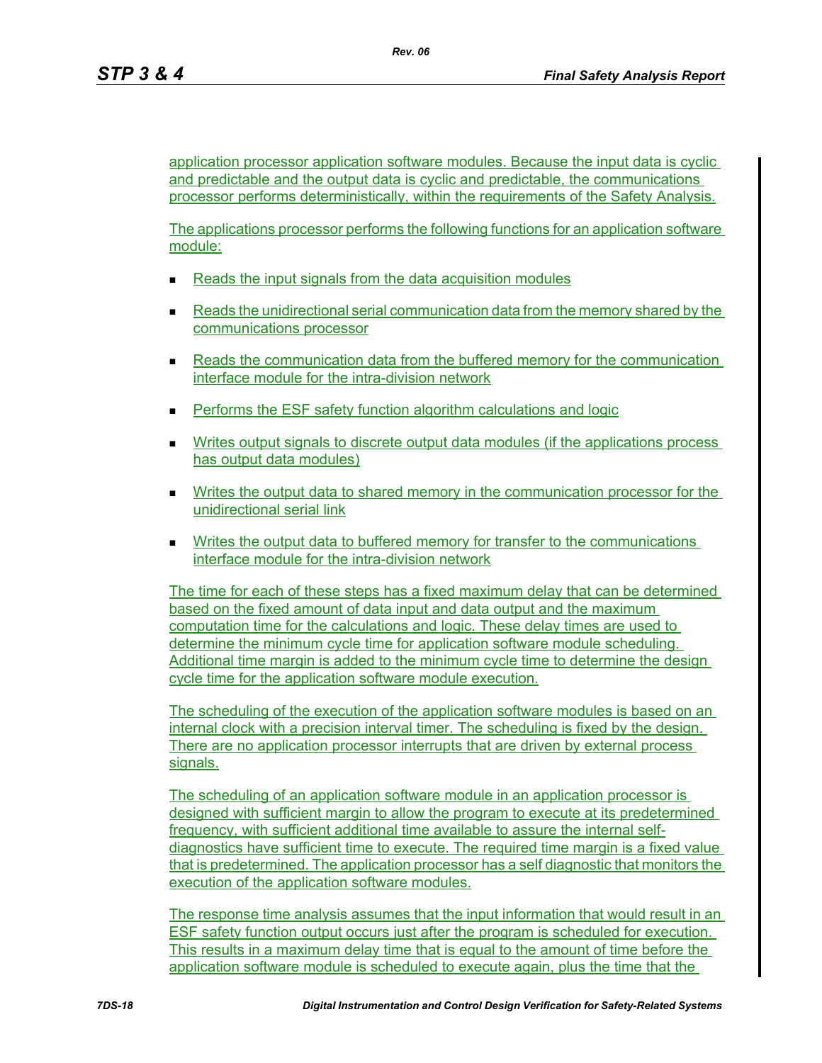application processor application software modules. Because the input data is cyclic and predictable and the output data is cyclic and predictable, the communications processor performs deterministically, within the requirements of the Safety Analysis.

The applications processor performs the following functions for an application software module:

- Reads the input signals from the data acquisition modules
- Reads the unidirectional serial communication data from the memory shared by the communications processor
- Reads the communication data from the buffered memory for the communication interface module for the intra-division network
- Performs the ESF safety function algorithm calculations and logic
- Writes output signals to discrete output data modules (if the applications process has output data modules)
- Writes the output data to shared memory in the communication processor for the unidirectional serial link
- Writes the output data to buffered memory for transfer to the communications interface module for the intra-division network

The time for each of these steps has a fixed maximum delay that can be determined based on the fixed amount of data input and data output and the maximum computation time for the calculations and logic. These delay times are used to determine the minimum cycle time for application software module scheduling. Additional time margin is added to the minimum cycle time to determine the design cycle time for the application software module execution.

The scheduling of the execution of the application software modules is based on an internal clock with a precision interval timer. The scheduling is fixed by the design. There are no application processor interrupts that are driven by external process signals.

The scheduling of an application software module in an application processor is designed with sufficient margin to allow the program to execute at its predetermined frequency, with sufficient additional time available to assure the internal self-diagnostics have sufficient time to execute. The required time margin is a fixed value that is predetermined. The application processor has a self diagnostic that monitors the execution of the application software modules.

The response time analysis assumes that the input information that would result in an ESF safety function output occurs just after the program is scheduled for execution. This results in a maximum delay time that is equal to the amount of time before the application software module is scheduled to execute again, plus the time that the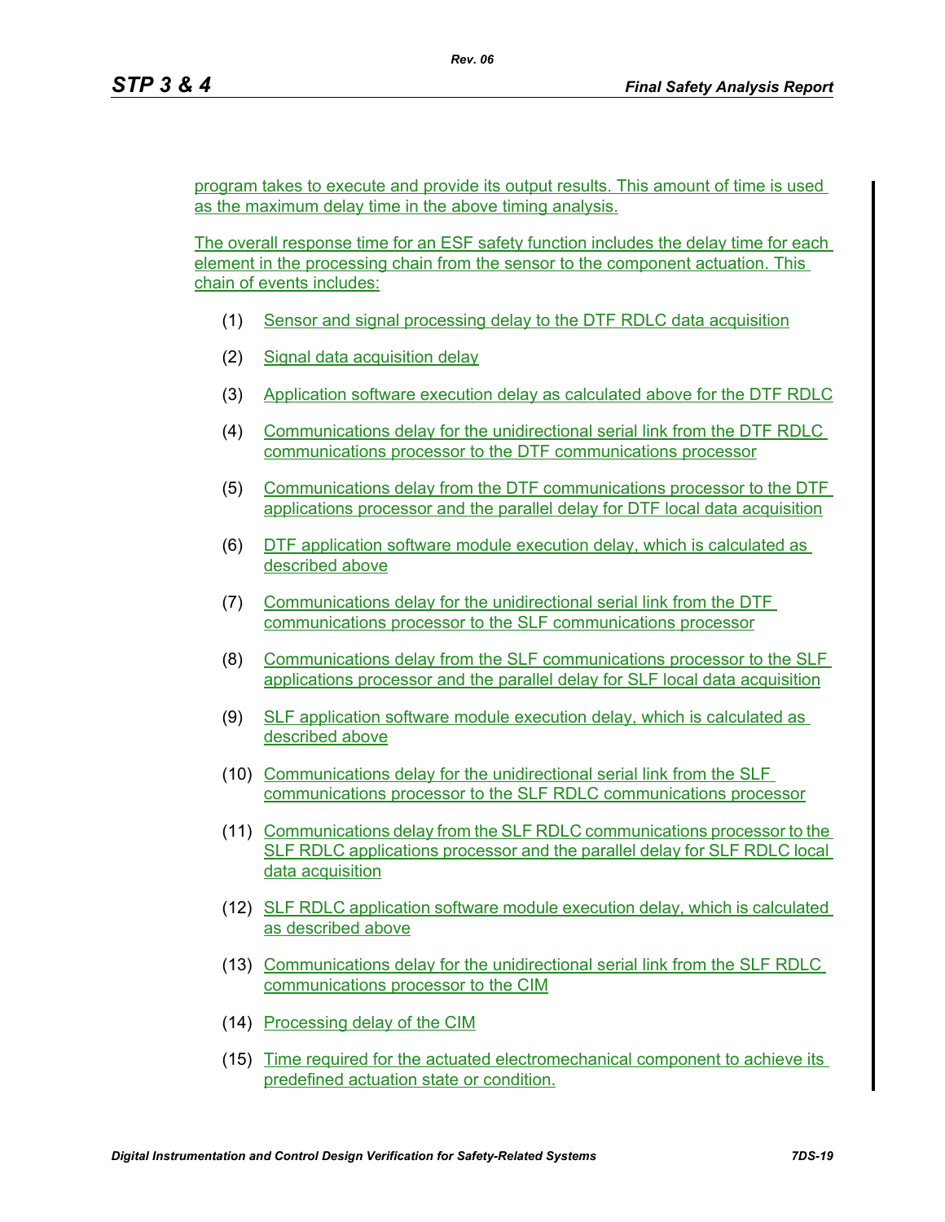program takes to execute and provide its output results. This amount of time is used as the maximum delay time in the above timing analysis.

The overall response time for an ESF safety function includes the delay time for each element in the processing chain from the sensor to the component actuation. This chain of events includes:

(1) Sensor and signal processing delay to the DTF RDLC data acquisition

(2) Signal data acquisition delay

(3) Application software execution delay as calculated above for the DTF RDLC

(4) Communications delay for the unidirectional serial link from the DTF RDLC communications processor to the DTF communications processor

(5) Communications delay from the DTF communications processor to the DTF applications processor and the parallel delay for DTF local data acquisition

(6) DTF application software module execution delay, which is calculated as described above

(7) Communications delay for the unidirectional serial link from the DTF communications processor to the SLF communications processor

(8) Communications delay from the SLF communications processor to the SLF applications processor and the parallel delay for SLF local data acquisition

(9) SLF application software module execution delay, which is calculated as described above

(10) Communications delay for the unidirectional serial link from the SLF communications processor to the SLF RDLC communications processor

(11) Communications delay from the SLF RDLC communications processor to the SLF RDLC applications processor and the parallel delay for SLF RDLC local data acquisition

(12) SLF RDLC application software module execution delay, which is calculated as described above

(13) Communications delay for the unidirectional serial link from the SLF RDLC communications processor to the CIM

(14) Processing delay of the CIM

(15) Time required for the actuated electromechanical component to achieve its predefined actuation state or condition.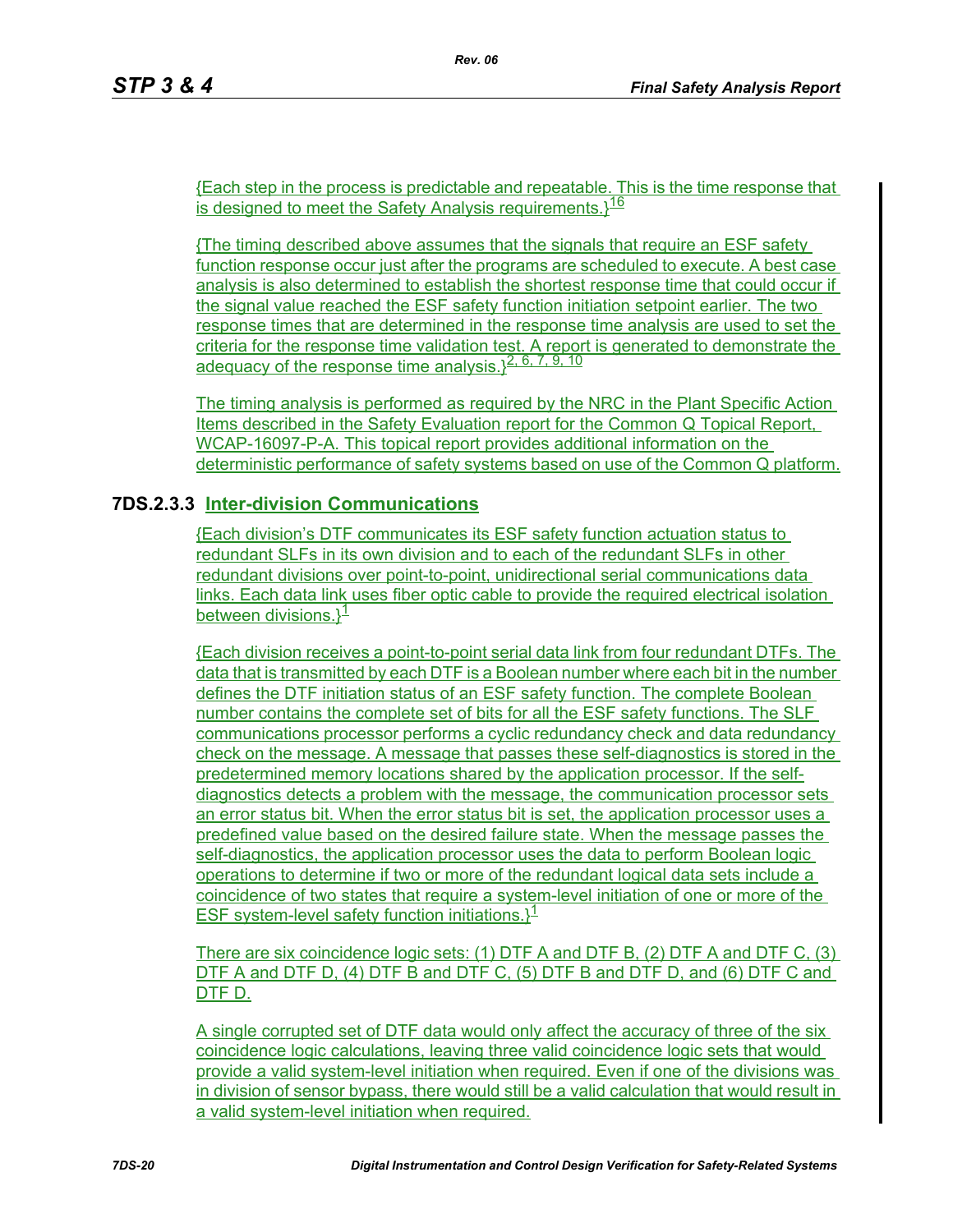{Each step in the process is predictable and repeatable. This is the time response that is designed to meet the Safety Analysis requirements.}[16]

{The timing described above assumes that the signals that require an ESF safety function response occur just after the programs are scheduled to execute. A best case analysis is also determined to establish the shortest response time that could occur if the signal value reached the ESF safety function initiation setpoint earlier. The two response times that are determined in the response time analysis are used to set the criteria for the response time validation test. A report is generated to demonstrate the adequacy of the response time analysis.}[2, 6, 7, 9, 10]

The timing analysis is performed as required by the NRC in the Plant Specific Action Items described in the Safety Evaluation report for the Common Q Topical Report, WCAP-16097-P-A. This topical report provides additional information on the deterministic performance of safety systems based on use of the Common Q platform.

### 7DS.2.3.3 Inter-division Communications

{Each division's DTF communicates its ESF safety function actuation status to redundant SLFs in its own division and to each of the redundant SLFs in other redundant divisions over point-to-point, unidirectional serial communications data links. Each data link uses fiber optic cable to provide the required electrical isolation between divisions.}[1]

{Each division receives a point-to-point serial data link from four redundant DTFs. The data that is transmitted by each DTF is a Boolean number where each bit in the number defines the DTF initiation status of an ESF safety function. The complete Boolean number contains the complete set of bits for all the ESF safety functions. The SLF communications processor performs a cyclic redundancy check and data redundancy check on the message. A message that passes these self-diagnostics is stored in the predetermined memory locations shared by the application processor. If the self-diagnostics detects a problem with the message, the communication processor sets an error status bit. When the error status bit is set, the application processor uses a predefined value based on the desired failure state. When the message passes the self-diagnostics, the application processor uses the data to perform Boolean logic operations to determine if two or more of the redundant logical data sets include a coincidence of two states that require a system-level initiation of one or more of the ESF system-level safety function initiations.}[1]

There are six coincidence logic sets: (1) DTF A and DTF B, (2) DTF A and DTF C, (3) DTF A and DTF D, (4) DTF B and DTF C, (5) DTF B and DTF D, and (6) DTF C and DTF D.

A single corrupted set of DTF data would only affect the accuracy of three of the six coincidence logic calculations, leaving three valid coincidence logic sets that would provide a valid system-level initiation when required. Even if one of the divisions was in division of sensor bypass, there would still be a valid calculation that would result in a valid system-level initiation when required.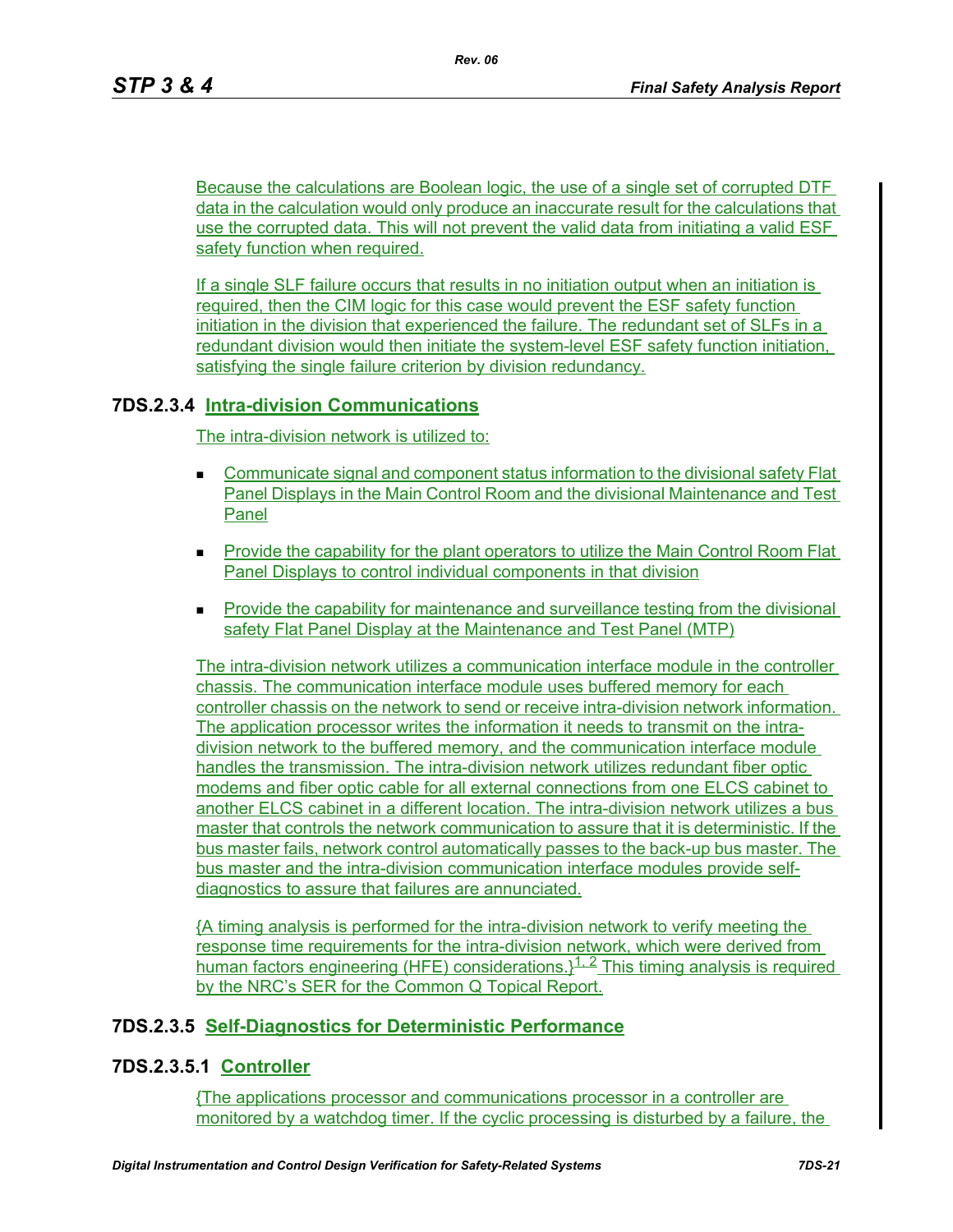Because the calculations are Boolean logic, the use of a single set of corrupted DTF data in the calculation would only produce an inaccurate result for the calculations that use the corrupted data. This will not prevent the valid data from initiating a valid ESF safety function when required.

If a single SLF failure occurs that results in no initiation output when an initiation is required, then the CIM logic for this case would prevent the ESF safety function initiation in the division that experienced the failure. The redundant set of SLFs in a redundant division would then initiate the system-level ESF safety function initiation, satisfying the single failure criterion by division redundancy.

### 7DS.2.3.4 Intra-division Communications

The intra-division network is utilized to:

- Communicate signal and component status information to the divisional safety Flat Panel Displays in the Main Control Room and the divisional Maintenance and Test Panel
- Provide the capability for the plant operators to utilize the Main Control Room Flat Panel Displays to control individual components in that division
- Provide the capability for maintenance and surveillance testing from the divisional safety Flat Panel Display at the Maintenance and Test Panel (MTP)

The intra-division network utilizes a communication interface module in the controller chassis. The communication interface module uses buffered memory for each controller chassis on the network to send or receive intra-division network information. The application processor writes the information it needs to transmit on the intra-division network to the buffered memory, and the communication interface module handles the transmission. The intra-division network utilizes redundant fiber optic modems and fiber optic cable for all external connections from one ELCS cabinet to another ELCS cabinet in a different location. The intra-division network utilizes a bus master that controls the network communication to assure that it is deterministic. If the bus master fails, network control automatically passes to the back-up bus master. The bus master and the intra-division communication interface modules provide self-diagnostics to assure that failures are annunciated.

{A timing analysis is performed for the intra-division network to verify meeting the response time requirements for the intra-division network, which were derived from human factors engineering (HFE) considerations.}[1, 2] This timing analysis is required by the NRC's SER for the Common Q Topical Report.

### 7DS.2.3.5 Self-Diagnostics for Deterministic Performance

#### 7DS.2.3.5.1 Controller

{The applications processor and communications processor in a controller are monitored by a watchdog timer. If the cyclic processing is disturbed by a failure, the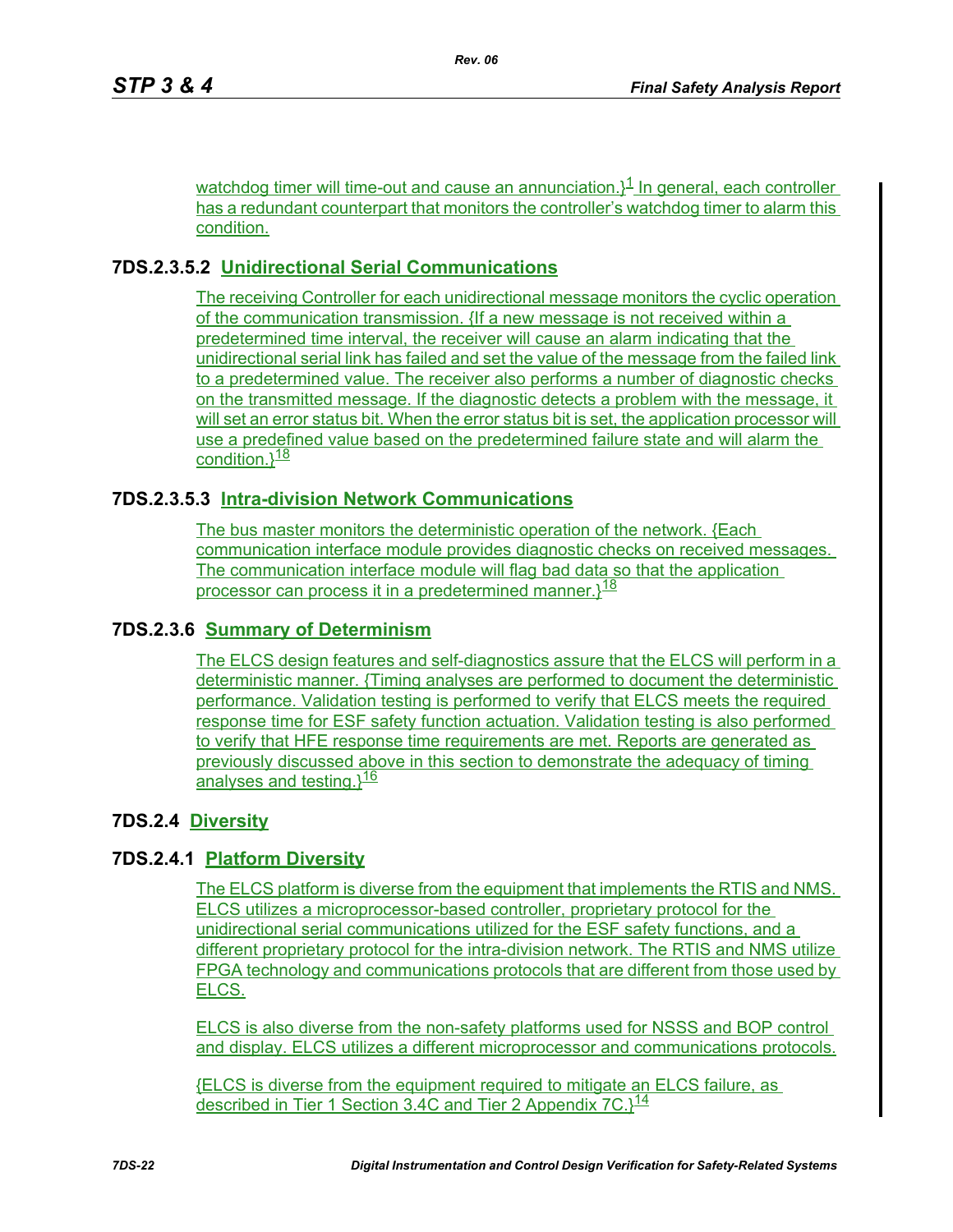watchdog timer will time-out and cause an annunciation.}[1] In general, each controller has a redundant counterpart that monitors the controller's watchdog timer to alarm this condition.

### 7DS.2.3.5.2 Unidirectional Serial Communications

The receiving Controller for each unidirectional message monitors the cyclic operation of the communication transmission. {If a new message is not received within a predetermined time interval, the receiver will cause an alarm indicating that the unidirectional serial link has failed and set the value of the message from the failed link to a predetermined value. The receiver also performs a number of diagnostic checks on the transmitted message. If the diagnostic detects a problem with the message, it will set an error status bit. When the error status bit is set, the application processor will use a predefined value based on the predetermined failure state and will alarm the condition.}[18]

### 7DS.2.3.5.3 Intra-division Network Communications

The bus master monitors the deterministic operation of the network. {Each communication interface module provides diagnostic checks on received messages. The communication interface module will flag bad data so that the application processor can process it in a predetermined manner.}[18]

### 7DS.2.3.6 Summary of Determinism

The ELCS design features and self-diagnostics assure that the ELCS will perform in a deterministic manner. {Timing analyses are performed to document the deterministic performance. Validation testing is performed to verify that ELCS meets the required response time for ESF safety function actuation. Validation testing is also performed to verify that HFE response time requirements are met. Reports are generated as previously discussed above in this section to demonstrate the adequacy of timing analyses and testing.}[16]

## 7DS.2.4 Diversity

### 7DS.2.4.1 Platform Diversity

The ELCS platform is diverse from the equipment that implements the RTIS and NMS. ELCS utilizes a microprocessor-based controller, proprietary protocol for the unidirectional serial communications utilized for the ESF safety functions, and a different proprietary protocol for the intra-division network. The RTIS and NMS utilize FPGA technology and communications protocols that are different from those used by ELCS.

ELCS is also diverse from the non-safety platforms used for NSSS and BOP control and display. ELCS utilizes a different microprocessor and communications protocols.

{ELCS is diverse from the equipment required to mitigate an ELCS failure, as described in Tier 1 Section 3.4C and Tier 2 Appendix 7C.}[14]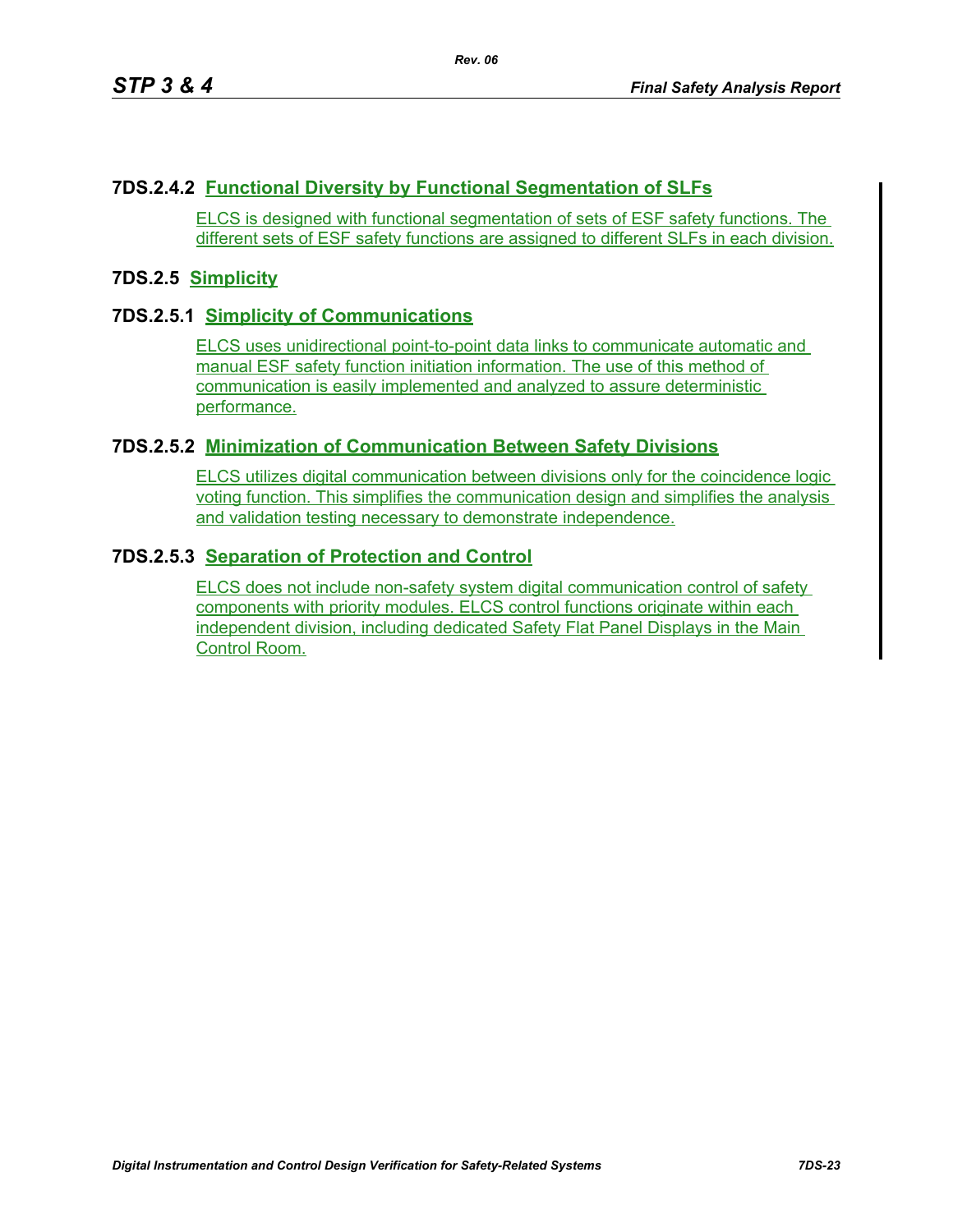### 7DS.2.4.2 Functional Diversity by Functional Segmentation of SLFs

ELCS is designed with functional segmentation of sets of ESF safety functions. The different sets of ESF safety functions are assigned to different SLFs in each division.

## 7DS.2.5 Simplicity

### 7DS.2.5.1 Simplicity of Communications

ELCS uses unidirectional point-to-point data links to communicate automatic and manual ESF safety function initiation information. The use of this method of communication is easily implemented and analyzed to assure deterministic performance.

### 7DS.2.5.2 Minimization of Communication Between Safety Divisions

ELCS utilizes digital communication between divisions only for the coincidence logic voting function. This simplifies the communication design and simplifies the analysis and validation testing necessary to demonstrate independence.

### 7DS.2.5.3 Separation of Protection and Control

ELCS does not include non-safety system digital communication control of safety components with priority modules. ELCS control functions originate within each independent division, including dedicated Safety Flat Panel Displays in the Main Control Room.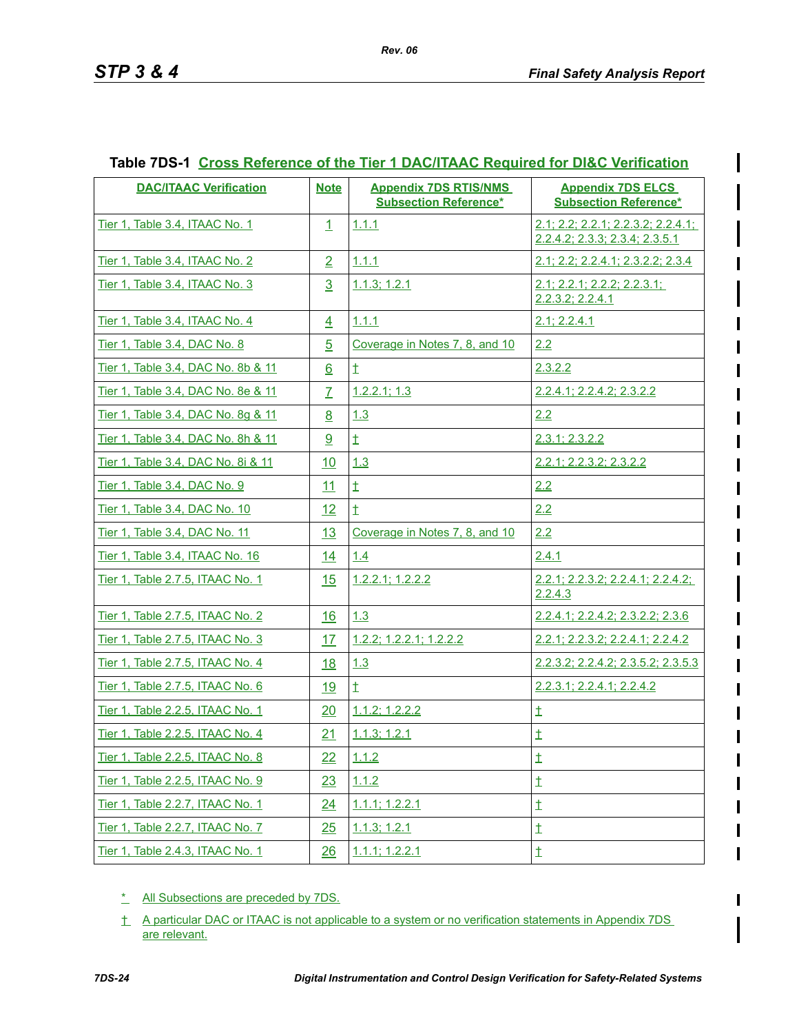**Table 7DS-1 Cross Reference of the Tier 1 DAC/ITAAC Required for DI&C Verification**

| DAC/ITAAC Verification | Note | Appendix 7DS RTIS/NMS Subsection Reference* | Appendix 7DS ELCS Subsection Reference* |
|---|---|---|---|
| Tier 1, Table 3.4, ITAAC No. 1 | 1 | 1.1.1 | 2.1; 2.2; 2.2.1; 2.2.3.2; 2.2.4.1; 2.2.4.2; 2.3.3; 2.3.4; 2.3.5.1 |
| Tier 1, Table 3.4, ITAAC No. 2 | 2 | 1.1.1 | 2.1; 2.2; 2.2.4.1; 2.3.2.2; 2.3.4 |
| Tier 1, Table 3.4, ITAAC No. 3 | 3 | 1.1.3; 1.2.1 | 2.1; 2.2.1; 2.2.2; 2.2.3.1; 2.2.3.2; 2.2.4.1 |
| Tier 1, Table 3.4, ITAAC No. 4 | 4 | 1.1.1 | 2.1; 2.2.4.1 |
| Tier 1, Table 3.4, DAC No. 8 | 5 | Coverage in Notes 7, 8, and 10 | 2.2 |
| Tier 1, Table 3.4, DAC No. 8b & 11 | 6 | † | 2.3.2.2 |
| Tier 1, Table 3.4, DAC No. 8e & 11 | 7 | 1.2.2.1; 1.3 | 2.2.4.1; 2.2.4.2; 2.3.2.2 |
| Tier 1, Table 3.4, DAC No. 8g & 11 | 8 | 1.3 | 2.2 |
| Tier 1, Table 3.4, DAC No. 8h & 11 | 9 | † | 2.3.1; 2.3.2.2 |
| Tier 1, Table 3.4, DAC No. 8i & 11 | 10 | 1.3 | 2.2.1; 2.2.3.2; 2.3.2.2 |
| Tier 1, Table 3.4, DAC No. 9 | 11 | † | 2.2 |
| Tier 1, Table 3.4, DAC No. 10 | 12 | † | 2.2 |
| Tier 1, Table 3.4, DAC No. 11 | 13 | Coverage in Notes 7, 8, and 10 | 2.2 |
| Tier 1, Table 3.4, ITAAC No. 16 | 14 | 1.4 | 2.4.1 |
| Tier 1, Table 2.7.5, ITAAC No. 1 | 15 | 1.2.2.1; 1.2.2.2 | 2.2.1; 2.2.3.2; 2.2.4.1; 2.2.4.2; 2.2.4.3 |
| Tier 1, Table 2.7.5, ITAAC No. 2 | 16 | 1.3 | 2.2.4.1; 2.2.4.2; 2.3.2.2; 2.3.6 |
| Tier 1, Table 2.7.5, ITAAC No. 3 | 17 | 1.2.2; 1.2.2.1; 1.2.2.2 | 2.2.1; 2.2.3.2; 2.2.4.1; 2.2.4.2 |
| Tier 1, Table 2.7.5, ITAAC No. 4 | 18 | 1.3 | 2.2.3.2; 2.2.4.2; 2.3.5.2; 2.3.5.3 |
| Tier 1, Table 2.7.5, ITAAC No. 6 | 19 | † | 2.2.3.1; 2.2.4.1; 2.2.4.2 |
| Tier 1, Table 2.2.5, ITAAC No. 1 | 20 | 1.1.2; 1.2.2.2 | † |
| Tier 1, Table 2.2.5, ITAAC No. 4 | 21 | 1.1.3; 1.2.1 | † |
| Tier 1, Table 2.2.5, ITAAC No. 8 | 22 | 1.1.2 | † |
| Tier 1, Table 2.2.5, ITAAC No. 9 | 23 | 1.1.2 | † |
| Tier 1, Table 2.2.7, ITAAC No. 1 | 24 | 1.1.1; 1.2.2.1 | † |
| Tier 1, Table 2.2.7, ITAAC No. 7 | 25 | 1.1.3; 1.2.1 | † |
| Tier 1, Table 2.4.3, ITAAC No. 1 | 26 | 1.1.1; 1.2.2.1 | † |

\* All Subsections are preceded by 7DS.

† A particular DAC or ITAAC is not applicable to a system or no verification statements in Appendix 7DS are relevant.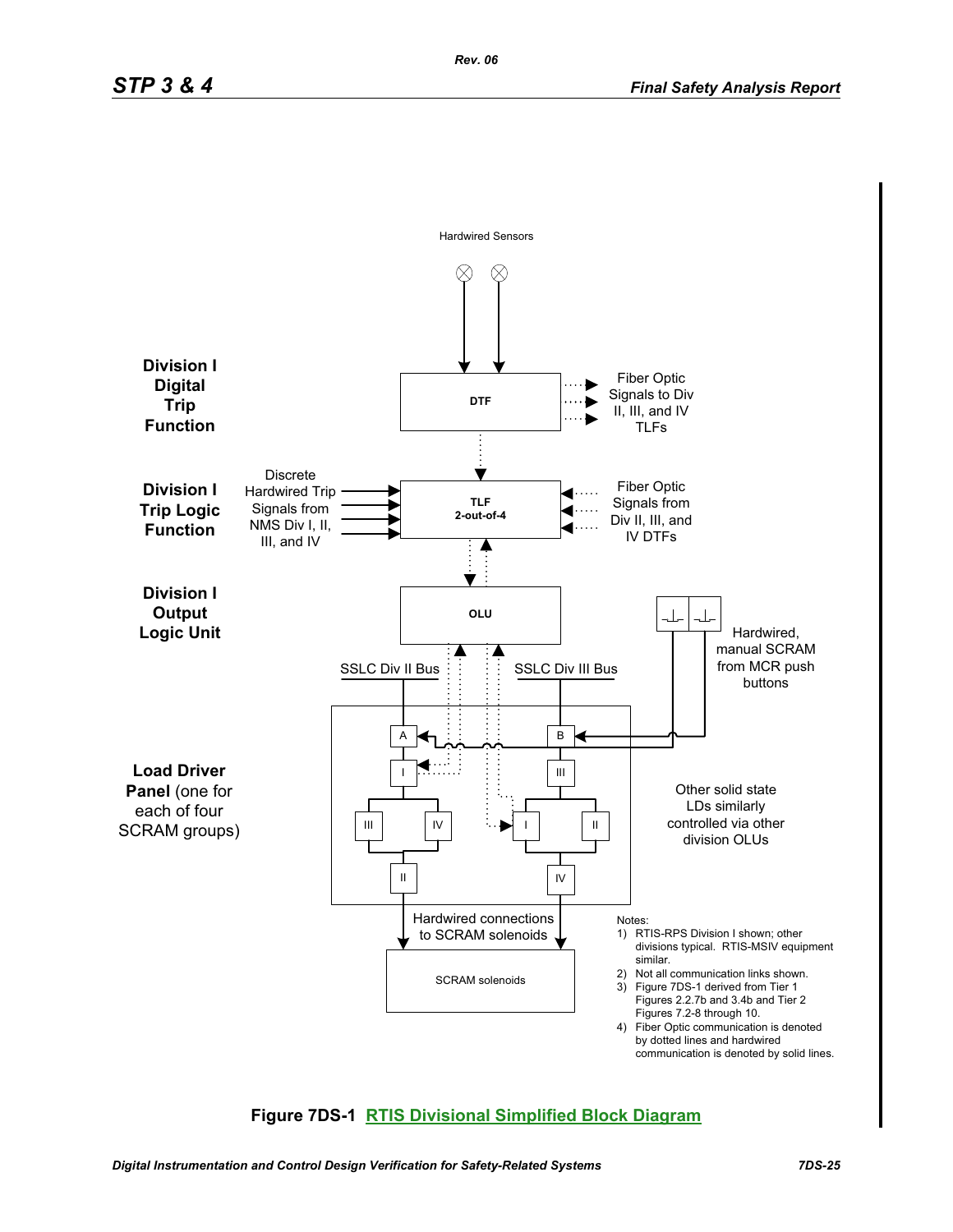Hardwired Sensors

**Division I Digital Trip Function**

DTF

Fiber Optic Signals to Div II, III, and IV TLFs

**Division I Trip Logic Function**

Discrete Hardwired Trip Signals from NMS Div I, II, III, and IV

TLF 2-out-of-4

Fiber Optic Signals from Div II, III, and IV DTFs

**Division I Output Logic Unit**

OLU

Hardwired, manual SCRAM from MCR push buttons

SSLC Div II Bus

SSLC Div III Bus

**Load Driver Panel** (one for each of four SCRAM groups)

A, B, I, III, III, IV, I, II, II, IV

Other solid state LDs similarly controlled via other division OLUs

Hardwired connections to SCRAM solenoids

SCRAM solenoids

Notes:

1) RTIS-RPS Division I shown; other divisions typical. RTIS-MSIV equipment similar.
2) Not all communication links shown.
3) Figure 7DS-1 derived from Tier 1 Figures 2.2.7b and 3.4b and Tier 2 Figures 7.2-8 through 10.
4) Fiber Optic communication is denoted by dotted lines and hardwired communication is denoted by solid lines.

**Figure 7DS-1 RTIS Divisional Simplified Block Diagram**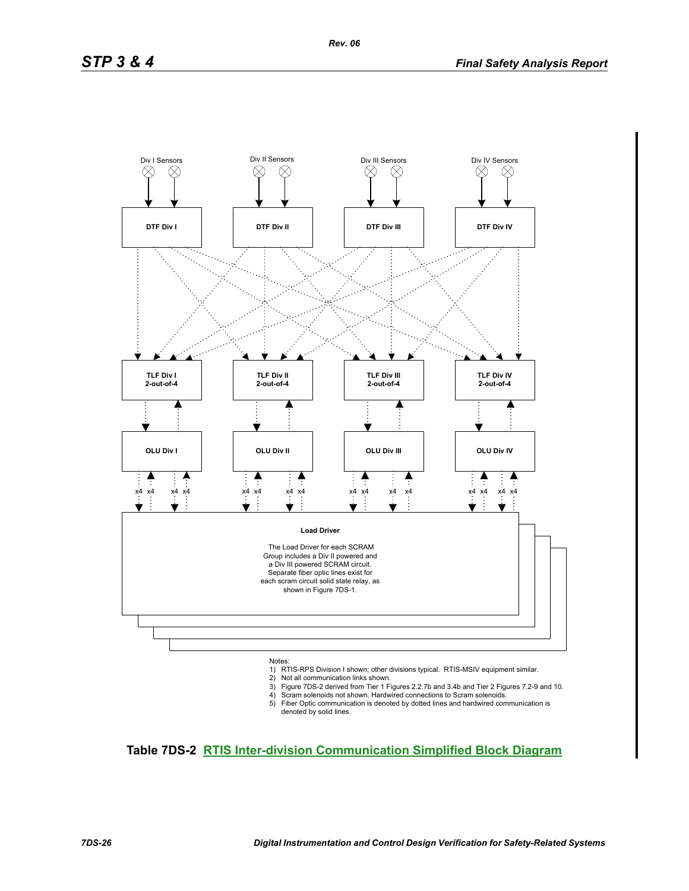Div I Sensors

Div II Sensors

Div III Sensors

Div IV Sensors

DTF Div I

DTF Div II

DTF Div III

DTF Div IV

TLF Div I
2-out-of-4

TLF Div II
2-out-of-4

TLF Div III
2-out-of-4

TLF Div IV
2-out-of-4

OLU Div I

OLU Div II

OLU Div III

OLU Div IV

x4 x4 x4 x4 x4 x4 x4 x4 x4 x4 x4 x4 x4 x4 x4 x4

**Load Driver**

The Load Driver for each SCRAM Group includes a Div II powered and a Div III powered SCRAM circuit. Separate fiber optic lines exist for each scram circuit solid state relay, as shown in Figure 7DS-1.

Notes:
1) RTIS-RPS Division I shown; other divisions typical. RTIS-MSIV equipment similar.
2) Not all communication links shown.
3) Figure 7DS-2 derived from Tier 1 Figures 2.2.7b and 3.4b and Tier 2 Figures 7.2-9 and 10.
4) Scram solenoids not shown. Hardwired connections to Scram solenoids.
5) Fiber Optic communication is denoted by dotted lines and hardwired communication is denoted by solid lines.

**Table 7DS-2 RTIS Inter-division Communication Simplified Block Diagram**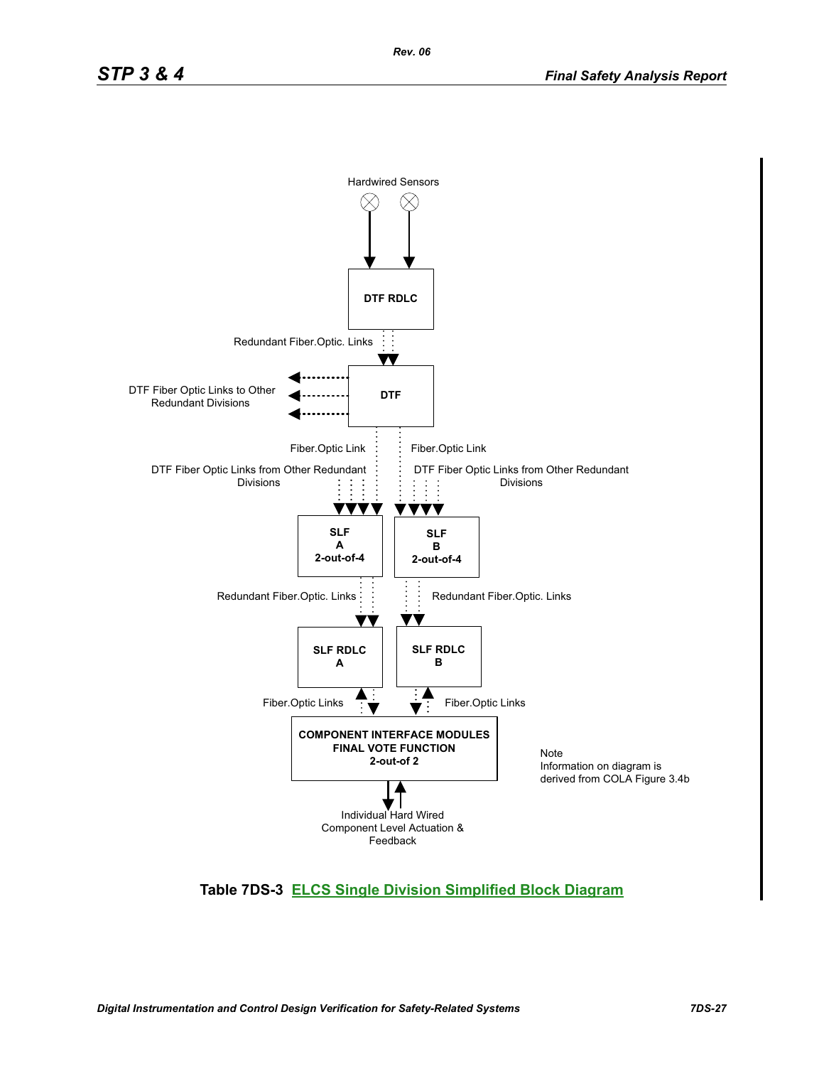Hardwired Sensors

DTF RDLC

Redundant Fiber.Optic. Links

DTF Fiber Optic Links to Other Redundant Divisions

DTF

Fiber.Optic Link

Fiber.Optic Link

DTF Fiber Optic Links from Other Redundant Divisions

DTF Fiber Optic Links from Other Redundant Divisions

**SLF A 2-out-of-4**

**SLF B 2-out-of-4**

Redundant Fiber.Optic. Links

Redundant Fiber.Optic. Links

**SLF RDLC A**

**SLF RDLC B**

Fiber.Optic Links

Fiber.Optic Links

**COMPONENT INTERFACE MODULES FINAL VOTE FUNCTION 2-out-of 2**

Note
Information on diagram is derived from COLA Figure 3.4b

Individual Hard Wired Component Level Actuation & Feedback

**Table 7DS-3 ELCS Single Division Simplified Block Diagram**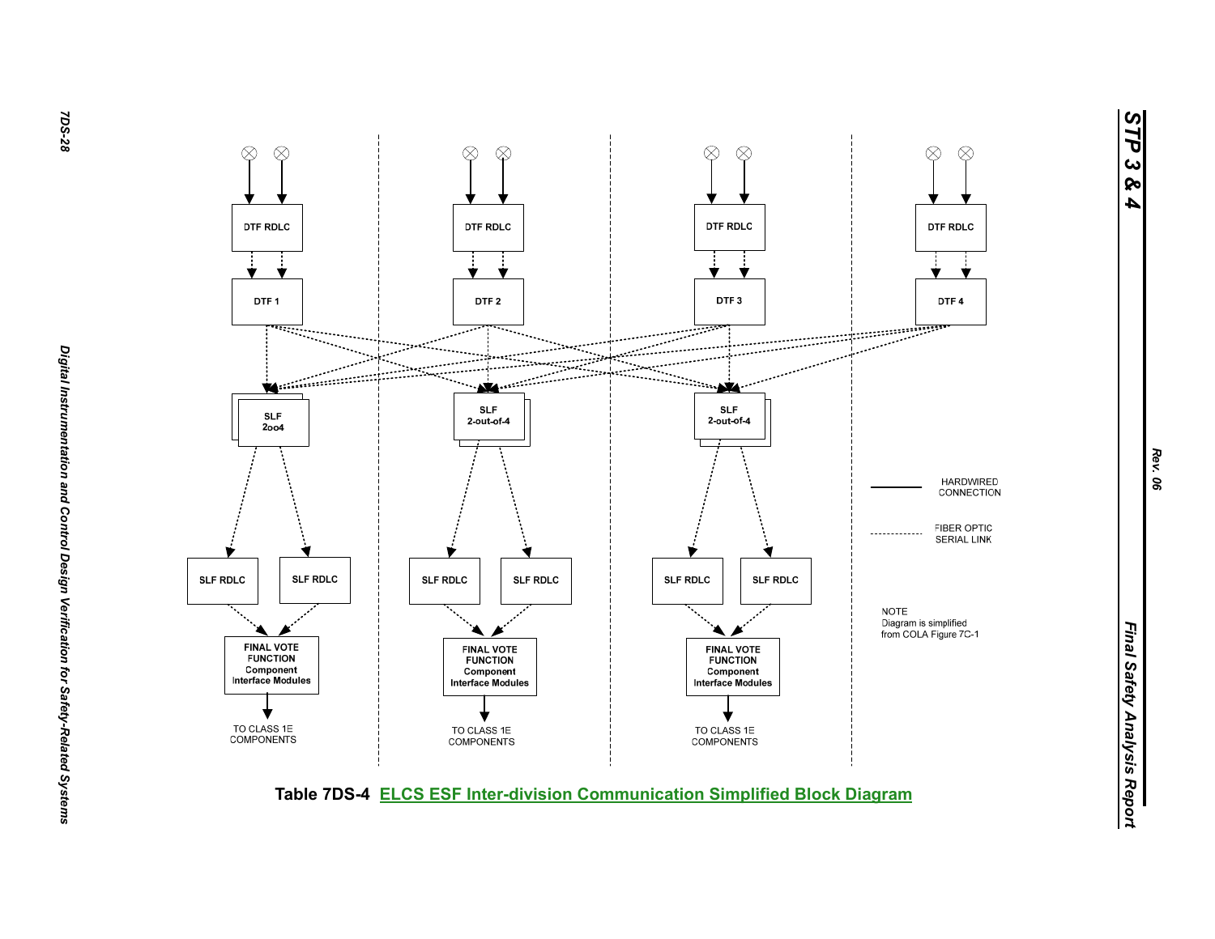DTF RDLC

DTF RDLC

DTF RDLC

DTF RDLC

DTF 1

DTF 2

DTF 3

DTF 4

SLF
2oo4

SLF
2-out-of-4

SLF
2-out-of-4

SLF RDLC

SLF RDLC

SLF RDLC

SLF RDLC

SLF RDLC

SLF RDLC

FINAL VOTE FUNCTION
Component Interface Modules

FINAL VOTE FUNCTION
Component Interface Modules

FINAL VOTE FUNCTION
Component Interface Modules

TO CLASS 1E COMPONENTS

TO CLASS 1E COMPONENTS

TO CLASS 1E COMPONENTS

HARDWIRED CONNECTION

FIBER OPTIC SERIAL LINK

NOTE
Diagram is simplified from COLA Figure 7C-1

**Table 7DS-4 ELCS ESF Inter-division Communication Simplified Block Diagram**